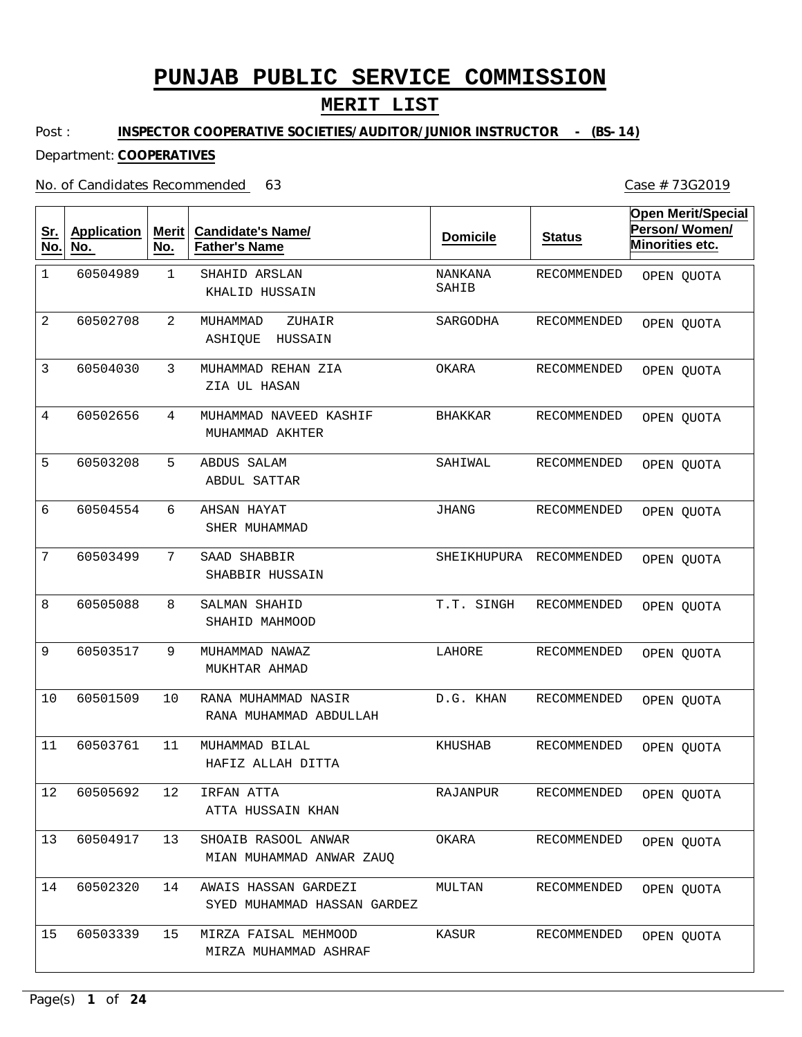# PUNJAB PUBLIC SERVICE COMMISSION

## MERIT LIST

Post : **INSPECTOR COOPERATIVE SOCIETIES/AUDITOR/JUNIOR INSTRUCTOR - (BS-14)**

Department: **COOPERATIVES**

No. of Candidates Recommended 63

Case # 73G2019

| Sr. No. | Application No. | Merit No. | Candidate's Name/ Father's Name | Domicile | Status | Open Merit/Special Person/ Women/ Minorities etc. |
|---|---|---|---|---|---|---|
| 1 | 60504989 | 1 | SHAHID ARSLAN<br>KHALID HUSSAIN | NANKANA SAHIB | RECOMMENDED | OPEN QUOTA |
| 2 | 60502708 | 2 | MUHAMMAD ZUHAIR<br>ASHIQUE HUSSAIN | SARGODHA | RECOMMENDED | OPEN QUOTA |
| 3 | 60504030 | 3 | MUHAMMAD REHAN ZIA<br>ZIA UL HASAN | OKARA | RECOMMENDED | OPEN QUOTA |
| 4 | 60502656 | 4 | MUHAMMAD NAVEED KASHIF<br>MUHAMMAD AKHTER | BHAKKAR | RECOMMENDED | OPEN QUOTA |
| 5 | 60503208 | 5 | ABDUS SALAM<br>ABDUL SATTAR | SAHIWAL | RECOMMENDED | OPEN QUOTA |
| 6 | 60504554 | 6 | AHSAN HAYAT<br>SHER MUHAMMAD | JHANG | RECOMMENDED | OPEN QUOTA |
| 7 | 60503499 | 7 | SAAD SHABBIR<br>SHABBIR HUSSAIN | SHEIKHUPURA | RECOMMENDED | OPEN QUOTA |
| 8 | 60505088 | 8 | SALMAN SHAHID<br>SHAHID MAHMOOD | T.T. SINGH | RECOMMENDED | OPEN QUOTA |
| 9 | 60503517 | 9 | MUHAMMAD NAWAZ<br>MUKHTAR AHMAD | LAHORE | RECOMMENDED | OPEN QUOTA |
| 10 | 60501509 | 10 | RANA MUHAMMAD NASIR<br>RANA MUHAMMAD ABDULLAH | D.G. KHAN | RECOMMENDED | OPEN QUOTA |
| 11 | 60503761 | 11 | MUHAMMAD BILAL<br>HAFIZ ALLAH DITTA | KHUSHAB | RECOMMENDED | OPEN QUOTA |
| 12 | 60505692 | 12 | IRFAN ATTA<br>ATTA HUSSAIN KHAN | RAJANPUR | RECOMMENDED | OPEN QUOTA |
| 13 | 60504917 | 13 | SHOAIB RASOOL ANWAR<br>MIAN MUHAMMAD ANWAR ZAUQ | OKARA | RECOMMENDED | OPEN QUOTA |
| 14 | 60502320 | 14 | AWAIS HASSAN GARDEZI<br>SYED MUHAMMAD HASSAN GARDEZ | MULTAN | RECOMMENDED | OPEN QUOTA |
| 15 | 60503339 | 15 | MIRZA FAISAL MEHMOOD<br>MIRZA MUHAMMAD ASHRAF | KASUR | RECOMMENDED | OPEN QUOTA |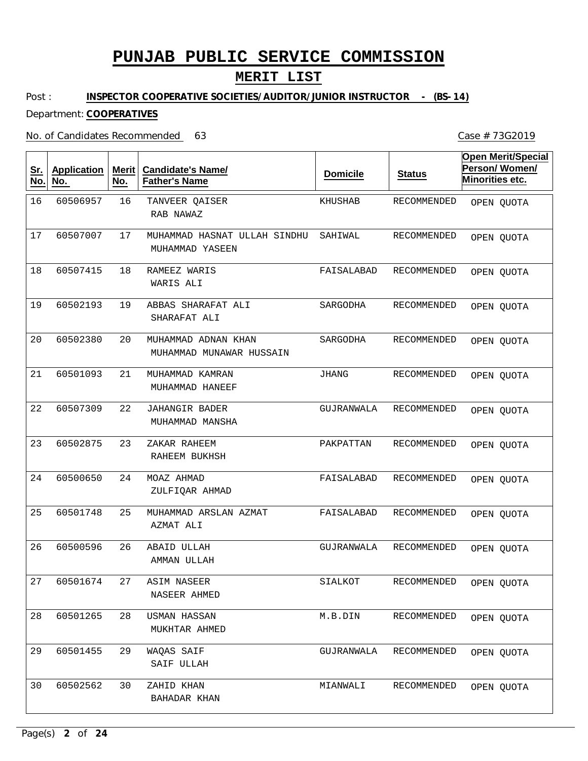# PUNJAB PUBLIC SERVICE COMMISSION

## MERIT LIST

Post : **INSPECTOR COOPERATIVE SOCIETIES/AUDITOR/JUNIOR INSTRUCTOR - (BS-14)**

Department: **COOPERATIVES**

No. of Candidates Recommended 63

Case # 73G2019

| Sr. No. | Application No. | Merit No. | Candidate's Name/ Father's Name | Domicile | Status | Open Merit/Special Person/ Women/ Minorities etc. |
|---|---|---|---|---|---|---|
| 16 | 60506957 | 16 | TANVEER QAISER<br>RAB NAWAZ | KHUSHAB | RECOMMENDED | OPEN QUOTA |
| 17 | 60507007 | 17 | MUHAMMAD HASNAT ULLAH SINDHU<br>MUHAMMAD YASEEN | SAHIWAL | RECOMMENDED | OPEN QUOTA |
| 18 | 60507415 | 18 | RAMEEZ WARIS<br>WARIS ALI | FAISALABAD | RECOMMENDED | OPEN QUOTA |
| 19 | 60502193 | 19 | ABBAS SHARAFAT ALI<br>SHARAFAT ALI | SARGODHA | RECOMMENDED | OPEN QUOTA |
| 20 | 60502380 | 20 | MUHAMMAD ADNAN KHAN<br>MUHAMMAD MUNAWAR HUSSAIN | SARGODHA | RECOMMENDED | OPEN QUOTA |
| 21 | 60501093 | 21 | MUHAMMAD KAMRAN<br>MUHAMMAD HANEEF | JHANG | RECOMMENDED | OPEN QUOTA |
| 22 | 60507309 | 22 | JAHANGIR BADER<br>MUHAMMAD MANSHA | GUJRANWALA | RECOMMENDED | OPEN QUOTA |
| 23 | 60502875 | 23 | ZAKAR RAHEEM<br>RAHEEM BUKHSH | PAKPATTAN | RECOMMENDED | OPEN QUOTA |
| 24 | 60500650 | 24 | MOAZ AHMAD<br>ZULFIQAR AHMAD | FAISALABAD | RECOMMENDED | OPEN QUOTA |
| 25 | 60501748 | 25 | MUHAMMAD ARSLAN AZMAT<br>AZMAT ALI | FAISALABAD | RECOMMENDED | OPEN QUOTA |
| 26 | 60500596 | 26 | ABAID ULLAH<br>AMMAN ULLAH | GUJRANWALA | RECOMMENDED | OPEN QUOTA |
| 27 | 60501674 | 27 | ASIM NASEER<br>NASEER AHMED | SIALKOT | RECOMMENDED | OPEN QUOTA |
| 28 | 60501265 | 28 | USMAN HASSAN<br>MUKHTAR AHMED | M.B.DIN | RECOMMENDED | OPEN QUOTA |
| 29 | 60501455 | 29 | WAQAS SAIF<br>SAIF ULLAH | GUJRANWALA | RECOMMENDED | OPEN QUOTA |
| 30 | 60502562 | 30 | ZAHID KHAN<br>BAHADAR KHAN | MIANWALI | RECOMMENDED | OPEN QUOTA |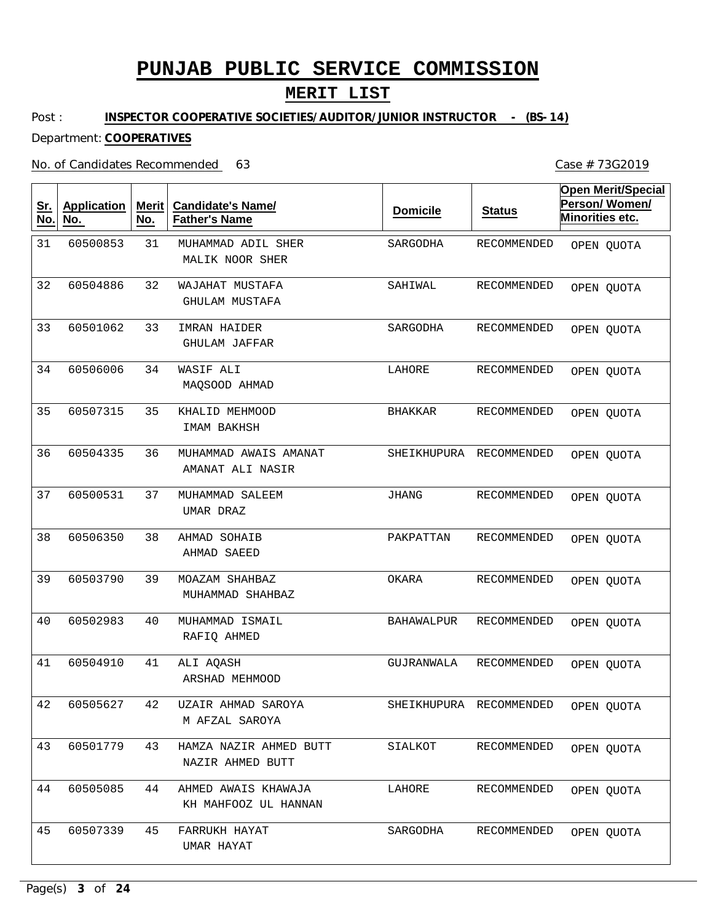# PUNJAB PUBLIC SERVICE COMMISSION

## MERIT LIST

Post : **INSPECTOR COOPERATIVE SOCIETIES/AUDITOR/JUNIOR INSTRUCTOR - (BS-14)**

Department: **COOPERATIVES**

No. of Candidates Recommended 63

Case # 73G2019

| Sr. No. | Application No. | Merit No. | Candidate's Name/ Father's Name | Domicile | Status | Open Merit/Special Person/ Women/ Minorities etc. |
|---|---|---|---|---|---|---|
| 31 | 60500853 | 31 | MUHAMMAD ADIL SHER<br>MALIK NOOR SHER | SARGODHA | RECOMMENDED | OPEN QUOTA |
| 32 | 60504886 | 32 | WAJAHAT MUSTAFA<br>GHULAM MUSTAFA | SAHIWAL | RECOMMENDED | OPEN QUOTA |
| 33 | 60501062 | 33 | IMRAN HAIDER<br>GHULAM JAFFAR | SARGODHA | RECOMMENDED | OPEN QUOTA |
| 34 | 60506006 | 34 | WASIF ALI<br>MAQSOOD AHMAD | LAHORE | RECOMMENDED | OPEN QUOTA |
| 35 | 60507315 | 35 | KHALID MEHMOOD<br>IMAM BAKHSH | BHAKKAR | RECOMMENDED | OPEN QUOTA |
| 36 | 60504335 | 36 | MUHAMMAD AWAIS AMANAT<br>AMANAT ALI NASIR | SHEIKHUPURA | RECOMMENDED | OPEN QUOTA |
| 37 | 60500531 | 37 | MUHAMMAD SALEEM<br>UMAR DRAZ | JHANG | RECOMMENDED | OPEN QUOTA |
| 38 | 60506350 | 38 | AHMAD SOHAIB<br>AHMAD SAEED | PAKPATTAN | RECOMMENDED | OPEN QUOTA |
| 39 | 60503790 | 39 | MOAZAM SHAHBAZ<br>MUHAMMAD SHAHBAZ | OKARA | RECOMMENDED | OPEN QUOTA |
| 40 | 60502983 | 40 | MUHAMMAD ISMAIL<br>RAFIQ AHMED | BAHAWALPUR | RECOMMENDED | OPEN QUOTA |
| 41 | 60504910 | 41 | ALI AQASH<br>ARSHAD MEHMOOD | GUJRANWALA | RECOMMENDED | OPEN QUOTA |
| 42 | 60505627 | 42 | UZAIR AHMAD SAROYA<br>M AFZAL SAROYA | SHEIKHUPURA | RECOMMENDED | OPEN QUOTA |
| 43 | 60501779 | 43 | HAMZA NAZIR AHMED BUTT<br>NAZIR AHMED BUTT | SIALKOT | RECOMMENDED | OPEN QUOTA |
| 44 | 60505085 | 44 | AHMED AWAIS KHAWAJA<br>KH MAHFOOZ UL HANNAN | LAHORE | RECOMMENDED | OPEN QUOTA |
| 45 | 60507339 | 45 | FARRUKH HAYAT<br>UMAR HAYAT | SARGODHA | RECOMMENDED | OPEN QUOTA |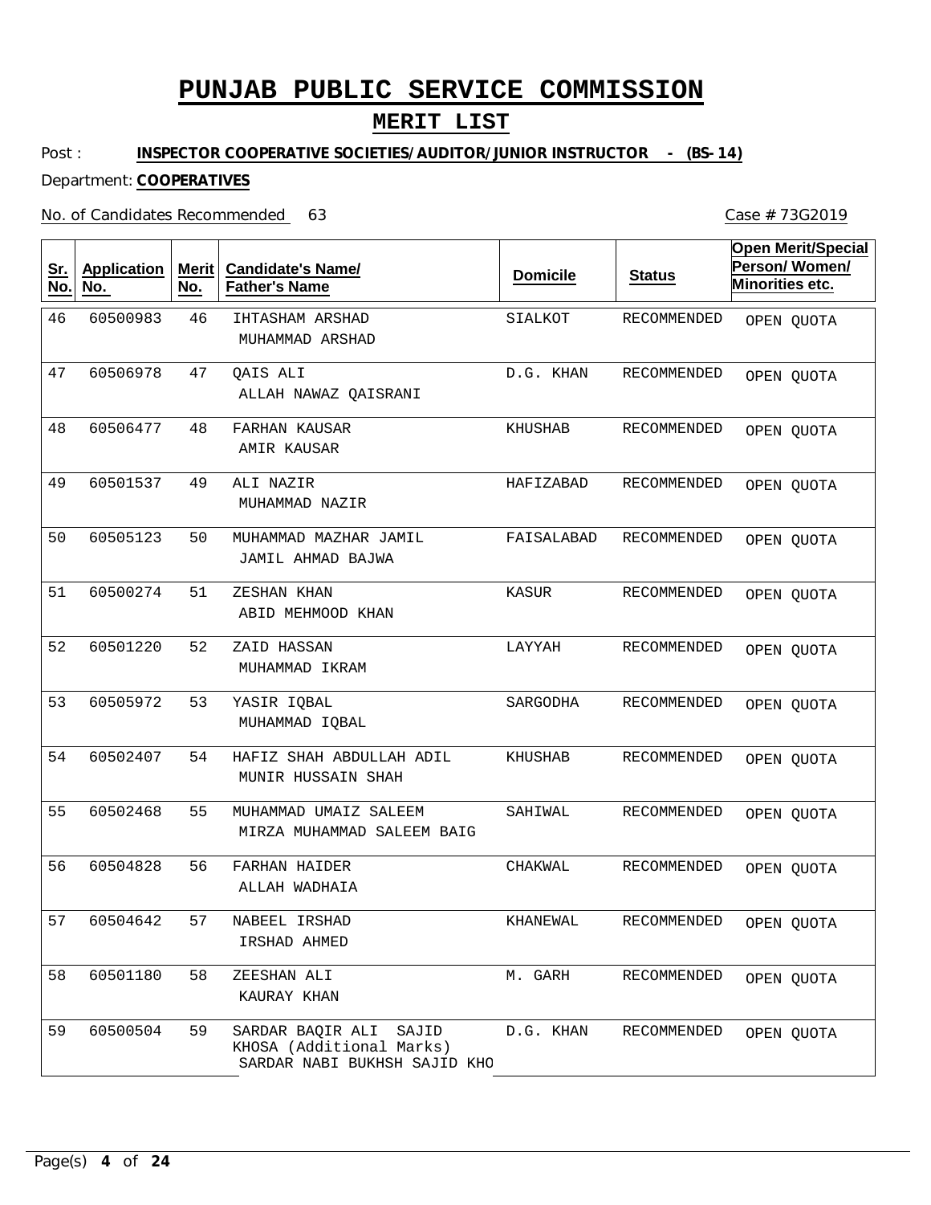# PUNJAB PUBLIC SERVICE COMMISSION

## MERIT LIST

Post : **INSPECTOR COOPERATIVE SOCIETIES/AUDITOR/JUNIOR INSTRUCTOR - (BS-14)**

Department: **COOPERATIVES**

No. of Candidates Recommended 63

Case # 73G2019

| Sr. No. | Application No. | Merit No. | Candidate's Name/ Father's Name | Domicile | Status | Open Merit/Special Person/ Women/ Minorities etc. |
|---|---|---|---|---|---|---|
| 46 | 60500983 | 46 | IHTASHAM ARSHAD<br>MUHAMMAD ARSHAD | SIALKOT | RECOMMENDED | OPEN QUOTA |
| 47 | 60506978 | 47 | QAIS ALI<br>ALLAH NAWAZ QAISRANI | D.G. KHAN | RECOMMENDED | OPEN QUOTA |
| 48 | 60506477 | 48 | FARHAN KAUSAR<br>AMIR KAUSAR | KHUSHAB | RECOMMENDED | OPEN QUOTA |
| 49 | 60501537 | 49 | ALI NAZIR<br>MUHAMMAD NAZIR | HAFIZABAD | RECOMMENDED | OPEN QUOTA |
| 50 | 60505123 | 50 | MUHAMMAD MAZHAR JAMIL<br>JAMIL AHMAD BAJWA | FAISALABAD | RECOMMENDED | OPEN QUOTA |
| 51 | 60500274 | 51 | ZESHAN KHAN<br>ABID MEHMOOD KHAN | KASUR | RECOMMENDED | OPEN QUOTA |
| 52 | 60501220 | 52 | ZAID HASSAN<br>MUHAMMAD IKRAM | LAYYAH | RECOMMENDED | OPEN QUOTA |
| 53 | 60505972 | 53 | YASIR IQBAL<br>MUHAMMAD IQBAL | SARGODHA | RECOMMENDED | OPEN QUOTA |
| 54 | 60502407 | 54 | HAFIZ SHAH ABDULLAH ADIL<br>MUNIR HUSSAIN SHAH | KHUSHAB | RECOMMENDED | OPEN QUOTA |
| 55 | 60502468 | 55 | MUHAMMAD UMAIZ SALEEM<br>MIRZA MUHAMMAD SALEEM BAIG | SAHIWAL | RECOMMENDED | OPEN QUOTA |
| 56 | 60504828 | 56 | FARHAN HAIDER<br>ALLAH WADHAIA | CHAKWAL | RECOMMENDED | OPEN QUOTA |
| 57 | 60504642 | 57 | NABEEL IRSHAD<br>IRSHAD AHMED | KHANEWAL | RECOMMENDED | OPEN QUOTA |
| 58 | 60501180 | 58 | ZEESHAN ALI<br>KAURAY KHAN | M. GARH | RECOMMENDED | OPEN QUOTA |
| 59 | 60500504 | 59 | SARDAR BAQIR ALI SAJID KHOSA (Additional Marks)<br>SARDAR NABI BUKHSH SAJID KHO | D.G. KHAN | RECOMMENDED | OPEN QUOTA |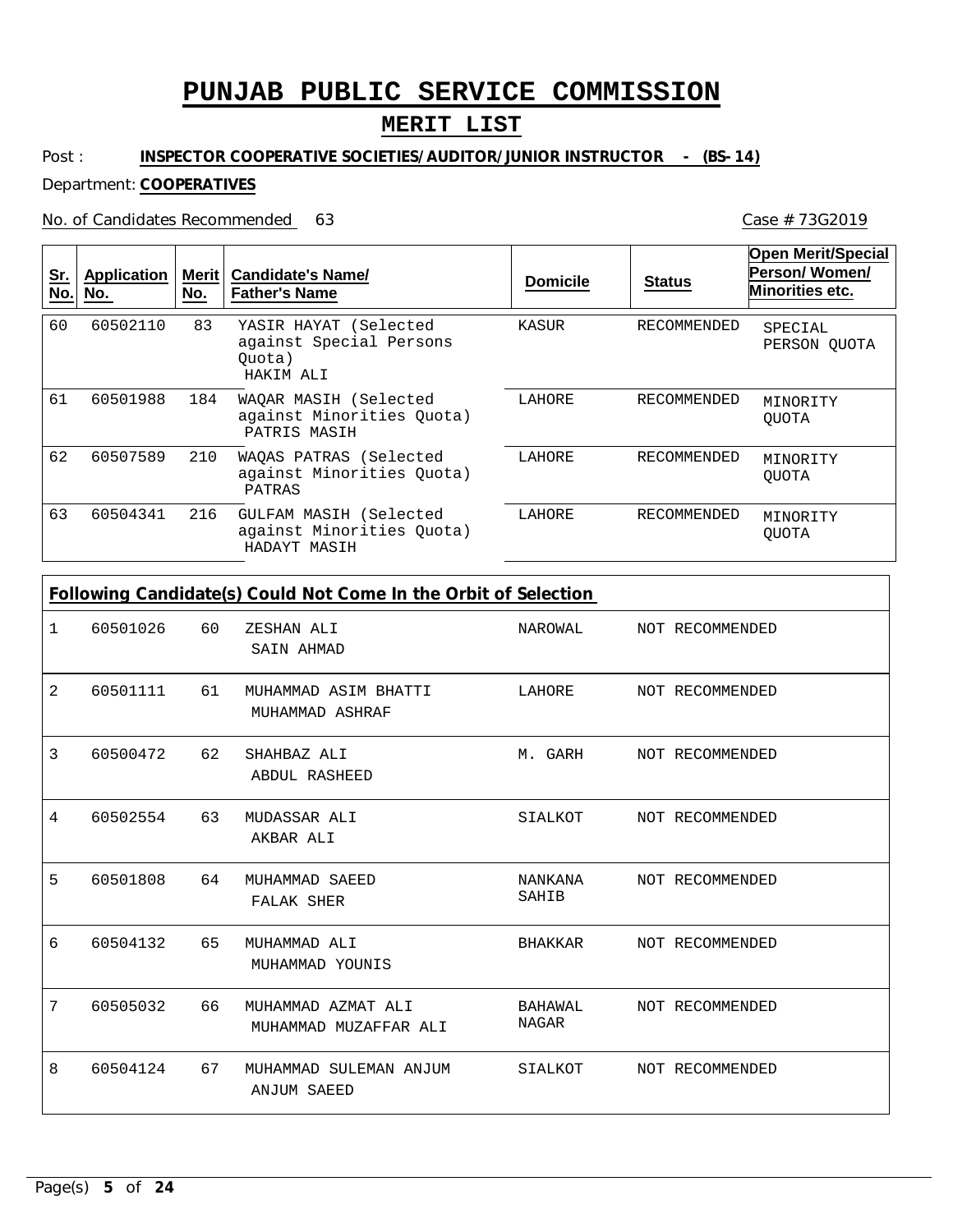# PUNJAB PUBLIC SERVICE COMMISSION

## MERIT LIST

Post : **INSPECTOR COOPERATIVE SOCIETIES/AUDITOR/JUNIOR INSTRUCTOR - (BS-14)**

Department: **COOPERATIVES**

No. of Candidates Recommended 63

Case # 73G2019

| Sr. No. | Application No. | Merit No. | Candidate's Name/ Father's Name | Domicile | Status | Open Merit/Special Person/ Women/ Minorities etc. |
|---|---|---|---|---|---|---|
| 60 | 60502110 | 83 | YASIR HAYAT (Selected against Special Persons Quota) HAKIM ALI | KASUR | RECOMMENDED | SPECIAL PERSON QUOTA |
| 61 | 60501988 | 184 | WAQAR MASIH (Selected against Minorities Quota) PATRIS MASIH | LAHORE | RECOMMENDED | MINORITY QUOTA |
| 62 | 60507589 | 210 | WAQAS PATRAS (Selected against Minorities Quota) PATRAS | LAHORE | RECOMMENDED | MINORITY QUOTA |
| 63 | 60504341 | 216 | GULFAM MASIH (Selected against Minorities Quota) HADAYT MASIH | LAHORE | RECOMMENDED | MINORITY QUOTA |

**Following Candidate(s) Could Not Come In the Orbit of Selection**

| Sr. No. | Application No. | Merit No. | Candidate's Name/ Father's Name | Domicile | Status |
|---|---|---|---|---|---|
| 1 | 60501026 | 60 | ZESHAN ALI SAIN AHMAD | NAROWAL | NOT RECOMMENDED |
| 2 | 60501111 | 61 | MUHAMMAD ASIM BHATTI MUHAMMAD ASHRAF | LAHORE | NOT RECOMMENDED |
| 3 | 60500472 | 62 | SHAHBAZ ALI ABDUL RASHEED | M. GARH | NOT RECOMMENDED |
| 4 | 60502554 | 63 | MUDASSAR ALI AKBAR ALI | SIALKOT | NOT RECOMMENDED |
| 5 | 60501808 | 64 | MUHAMMAD SAEED FALAK SHER | NANKANA SAHIB | NOT RECOMMENDED |
| 6 | 60504132 | 65 | MUHAMMAD ALI MUHAMMAD YOUNIS | BHAKKAR | NOT RECOMMENDED |
| 7 | 60505032 | 66 | MUHAMMAD AZMAT ALI MUHAMMAD MUZAFFAR ALI | BAHAWAL NAGAR | NOT RECOMMENDED |
| 8 | 60504124 | 67 | MUHAMMAD SULEMAN ANJUM ANJUM SAEED | SIALKOT | NOT RECOMMENDED |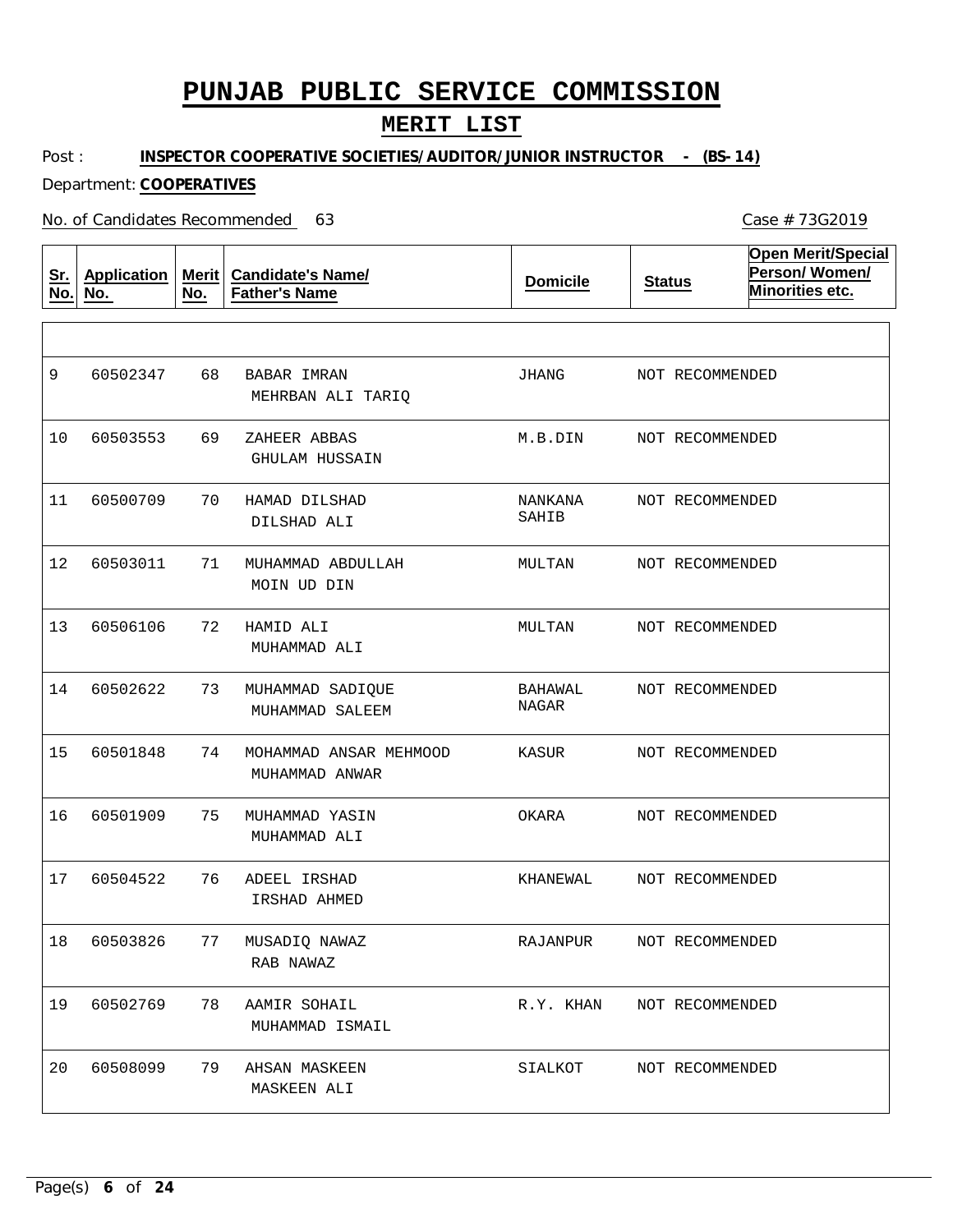# PUNJAB PUBLIC SERVICE COMMISSION

## MERIT LIST

Post : **INSPECTOR COOPERATIVE SOCIETIES/AUDITOR/JUNIOR INSTRUCTOR - (BS-14)**

Department: **COOPERATIVES**

No. of Candidates Recommended 63

Case # 73G2019

| Sr. No. | Application No. | Merit No. | Candidate's Name/ Father's Name | Domicile | Status | Open Merit/Special Person/ Women/ Minorities etc. |
|---|---|---|---|---|---|---|
| 9 | 60502347 | 68 | BABAR IMRAN<br>MEHRBAN ALI TARIQ | JHANG | NOT RECOMMENDED | |
| 10 | 60503553 | 69 | ZAHEER ABBAS<br>GHULAM HUSSAIN | M.B.DIN | NOT RECOMMENDED | |
| 11 | 60500709 | 70 | HAMAD DILSHAD<br>DILSHAD ALI | NANKANA SAHIB | NOT RECOMMENDED | |
| 12 | 60503011 | 71 | MUHAMMAD ABDULLAH<br>MOIN UD DIN | MULTAN | NOT RECOMMENDED | |
| 13 | 60506106 | 72 | HAMID ALI<br>MUHAMMAD ALI | MULTAN | NOT RECOMMENDED | |
| 14 | 60502622 | 73 | MUHAMMAD SADIQUE<br>MUHAMMAD SALEEM | BAHAWAL NAGAR | NOT RECOMMENDED | |
| 15 | 60501848 | 74 | MOHAMMAD ANSAR MEHMOOD<br>MUHAMMAD ANWAR | KASUR | NOT RECOMMENDED | |
| 16 | 60501909 | 75 | MUHAMMAD YASIN<br>MUHAMMAD ALI | OKARA | NOT RECOMMENDED | |
| 17 | 60504522 | 76 | ADEEL IRSHAD<br>IRSHAD AHMED | KHANEWAL | NOT RECOMMENDED | |
| 18 | 60503826 | 77 | MUSADIQ NAWAZ<br>RAB NAWAZ | RAJANPUR | NOT RECOMMENDED | |
| 19 | 60502769 | 78 | AAMIR SOHAIL<br>MUHAMMAD ISMAIL | R.Y. KHAN | NOT RECOMMENDED | |
| 20 | 60508099 | 79 | AHSAN MASKEEN<br>MASKEEN ALI | SIALKOT | NOT RECOMMENDED | |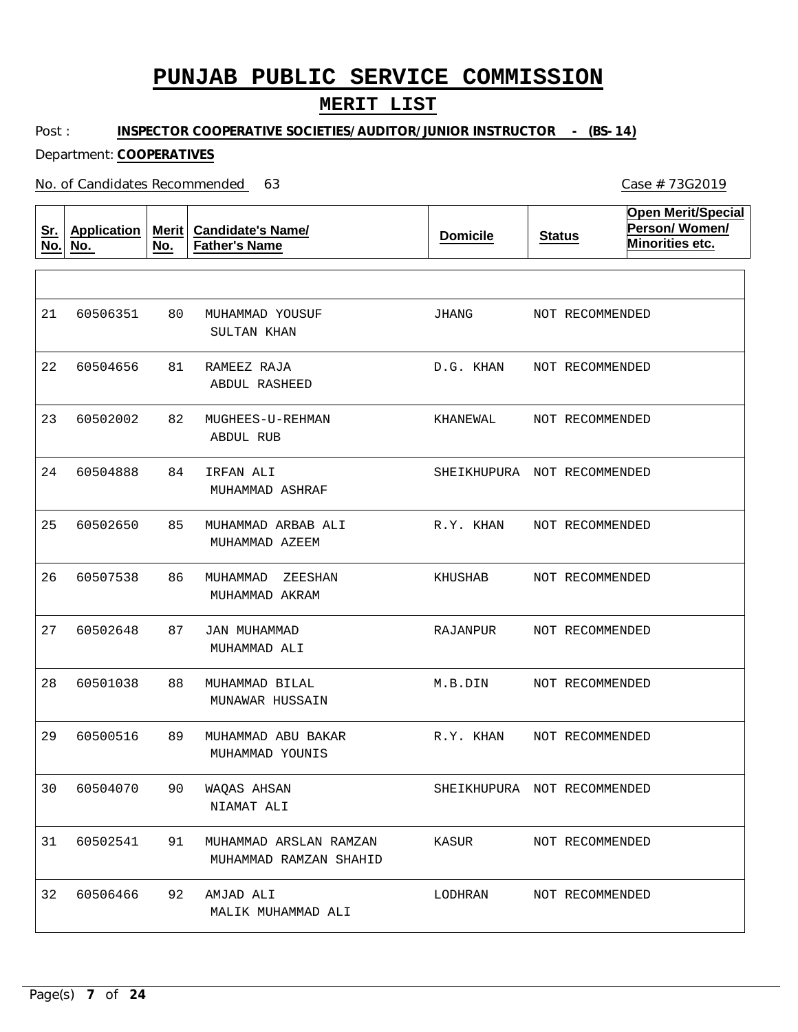# PUNJAB PUBLIC SERVICE COMMISSION

## MERIT LIST

Post : **INSPECTOR COOPERATIVE SOCIETIES/AUDITOR/JUNIOR INSTRUCTOR - (BS-14)**

Department: **COOPERATIVES**

No. of Candidates Recommended 63

Case # 73G2019

| Sr. No. | Application No. | Merit No. | Candidate's Name/ Father's Name | Domicile | Status | Open Merit/Special Person/ Women/ Minorities etc. |
|---|---|---|---|---|---|---|
| 21 | 60506351 | 80 | MUHAMMAD YOUSUF<br>SULTAN KHAN | JHANG | NOT RECOMMENDED | |
| 22 | 60504656 | 81 | RAMEEZ RAJA<br>ABDUL RASHEED | D.G. KHAN | NOT RECOMMENDED | |
| 23 | 60502002 | 82 | MUGHEES-U-REHMAN<br>ABDUL RUB | KHANEWAL | NOT RECOMMENDED | |
| 24 | 60504888 | 84 | IRFAN ALI<br>MUHAMMAD ASHRAF | SHEIKHUPURA | NOT RECOMMENDED | |
| 25 | 60502650 | 85 | MUHAMMAD ARBAB ALI<br>MUHAMMAD AZEEM | R.Y. KHAN | NOT RECOMMENDED | |
| 26 | 60507538 | 86 | MUHAMMAD ZEESHAN<br>MUHAMMAD AKRAM | KHUSHAB | NOT RECOMMENDED | |
| 27 | 60502648 | 87 | JAN MUHAMMAD<br>MUHAMMAD ALI | RAJANPUR | NOT RECOMMENDED | |
| 28 | 60501038 | 88 | MUHAMMAD BILAL<br>MUNAWAR HUSSAIN | M.B.DIN | NOT RECOMMENDED | |
| 29 | 60500516 | 89 | MUHAMMAD ABU BAKAR<br>MUHAMMAD YOUNIS | R.Y. KHAN | NOT RECOMMENDED | |
| 30 | 60504070 | 90 | WAQAS AHSAN<br>NIAMAT ALI | SHEIKHUPURA | NOT RECOMMENDED | |
| 31 | 60502541 | 91 | MUHAMMAD ARSLAN RAMZAN<br>MUHAMMAD RAMZAN SHAHID | KASUR | NOT RECOMMENDED | |
| 32 | 60506466 | 92 | AMJAD ALI<br>MALIK MUHAMMAD ALI | LODHRAN | NOT RECOMMENDED | |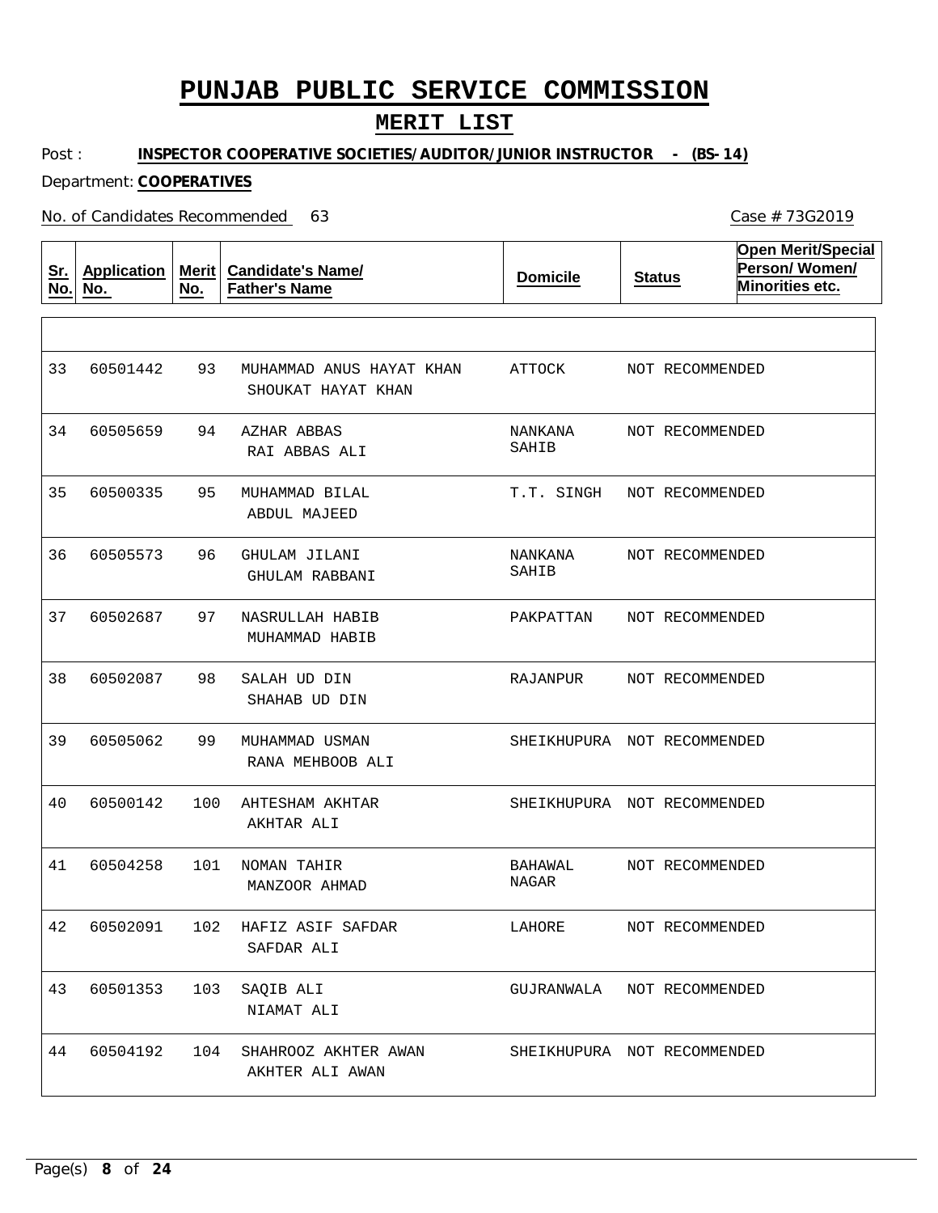# PUNJAB PUBLIC SERVICE COMMISSION

## MERIT LIST

Post : **INSPECTOR COOPERATIVE SOCIETIES/AUDITOR/JUNIOR INSTRUCTOR - (BS-14)**

Department: **COOPERATIVES**

No. of Candidates Recommended 63

Case # 73G2019

| Sr. No. | Application No. | Merit No. | Candidate's Name/ Father's Name | Domicile | Status | Open Merit/Special Person/ Women/ Minorities etc. |
|---|---|---|---|---|---|---|
| 33 | 60501442 | 93 | MUHAMMAD ANUS HAYAT KHAN<br>SHOUKAT HAYAT KHAN | ATTOCK | NOT RECOMMENDED | |
| 34 | 60505659 | 94 | AZHAR ABBAS<br>RAI ABBAS ALI | NANKANA SAHIB | NOT RECOMMENDED | |
| 35 | 60500335 | 95 | MUHAMMAD BILAL<br>ABDUL MAJEED | T.T. SINGH | NOT RECOMMENDED | |
| 36 | 60505573 | 96 | GHULAM JILANI<br>GHULAM RABBANI | NANKANA SAHIB | NOT RECOMMENDED | |
| 37 | 60502687 | 97 | NASRULLAH HABIB<br>MUHAMMAD HABIB | PAKPATTAN | NOT RECOMMENDED | |
| 38 | 60502087 | 98 | SALAH UD DIN<br>SHAHAB UD DIN | RAJANPUR | NOT RECOMMENDED | |
| 39 | 60505062 | 99 | MUHAMMAD USMAN<br>RANA MEHBOOB ALI | SHEIKHUPURA | NOT RECOMMENDED | |
| 40 | 60500142 | 100 | AHTESHAM AKHTAR<br>AKHTAR ALI | SHEIKHUPURA | NOT RECOMMENDED | |
| 41 | 60504258 | 101 | NOMAN TAHIR<br>MANZOOR AHMAD | BAHAWAL NAGAR | NOT RECOMMENDED | |
| 42 | 60502091 | 102 | HAFIZ ASIF SAFDAR<br>SAFDAR ALI | LAHORE | NOT RECOMMENDED | |
| 43 | 60501353 | 103 | SAQIB ALI<br>NIAMAT ALI | GUJRANWALA | NOT RECOMMENDED | |
| 44 | 60504192 | 104 | SHAHROOZ AKHTER AWAN<br>AKHTER ALI AWAN | SHEIKHUPURA | NOT RECOMMENDED | |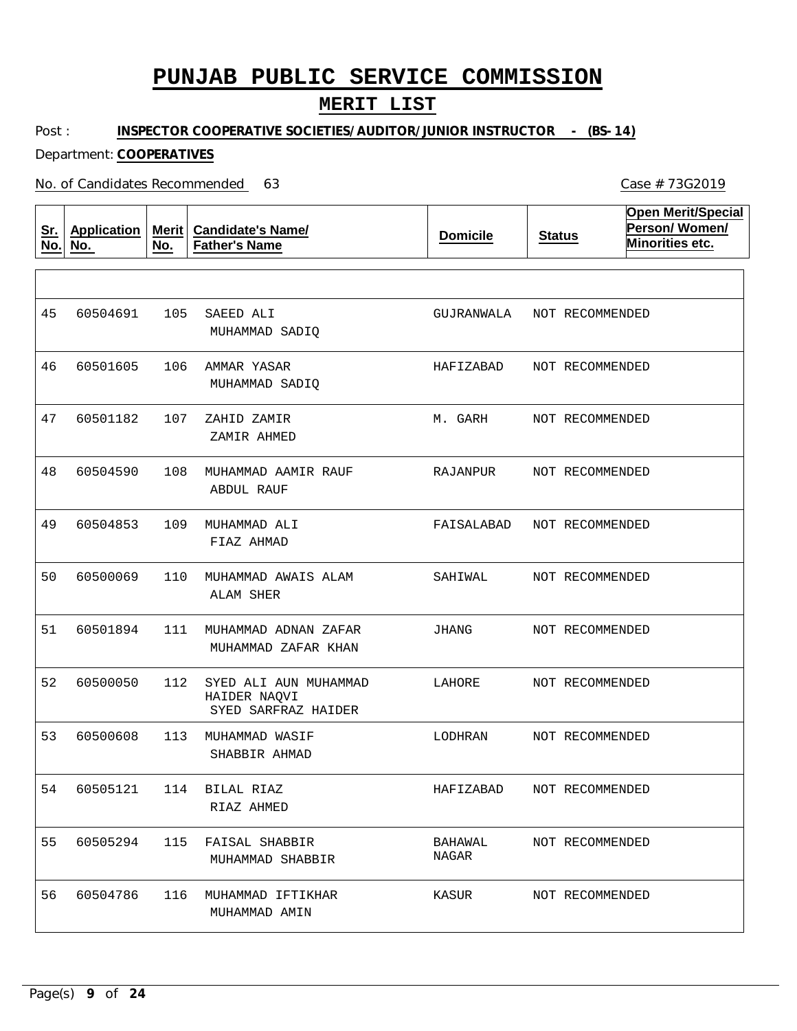# PUNJAB PUBLIC SERVICE COMMISSION

## MERIT LIST

Post : **INSPECTOR COOPERATIVE SOCIETIES/AUDITOR/JUNIOR INSTRUCTOR - (BS-14)**

Department: **COOPERATIVES**

No. of Candidates Recommended 63

Case # 73G2019

| Sr. No. | Application No. | Merit No. | Candidate's Name/ Father's Name | Domicile | Status | Open Merit/Special Person/ Women/ Minorities etc. |
|---|---|---|---|---|---|---|
| 45 | 60504691 | 105 | SAEED ALI<br>MUHAMMAD SADIQ | GUJRANWALA | NOT RECOMMENDED | |
| 46 | 60501605 | 106 | AMMAR YASAR<br>MUHAMMAD SADIQ | HAFIZABAD | NOT RECOMMENDED | |
| 47 | 60501182 | 107 | ZAHID ZAMIR<br>ZAMIR AHMED | M. GARH | NOT RECOMMENDED | |
| 48 | 60504590 | 108 | MUHAMMAD AAMIR RAUF<br>ABDUL RAUF | RAJANPUR | NOT RECOMMENDED | |
| 49 | 60504853 | 109 | MUHAMMAD ALI<br>FIAZ AHMAD | FAISALABAD | NOT RECOMMENDED | |
| 50 | 60500069 | 110 | MUHAMMAD AWAIS ALAM<br>ALAM SHER | SAHIWAL | NOT RECOMMENDED | |
| 51 | 60501894 | 111 | MUHAMMAD ADNAN ZAFAR<br>MUHAMMAD ZAFAR KHAN | JHANG | NOT RECOMMENDED | |
| 52 | 60500050 | 112 | SYED ALI AUN MUHAMMAD HAIDER NAQVI<br>SYED SARFRAZ HAIDER | LAHORE | NOT RECOMMENDED | |
| 53 | 60500608 | 113 | MUHAMMAD WASIF<br>SHABBIR AHMAD | LODHRAN | NOT RECOMMENDED | |
| 54 | 60505121 | 114 | BILAL RIAZ<br>RIAZ AHMED | HAFIZABAD | NOT RECOMMENDED | |
| 55 | 60505294 | 115 | FAISAL SHABBIR<br>MUHAMMAD SHABBIR | BAHAWAL NAGAR | NOT RECOMMENDED | |
| 56 | 60504786 | 116 | MUHAMMAD IFTIKHAR<br>MUHAMMAD AMIN | KASUR | NOT RECOMMENDED | |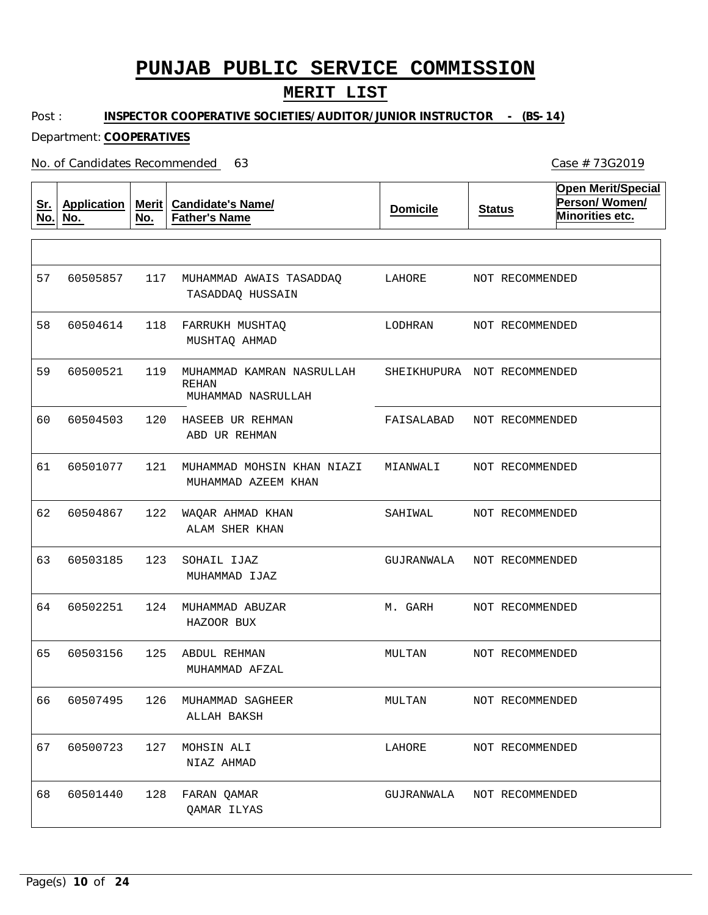# PUNJAB PUBLIC SERVICE COMMISSION

## MERIT LIST

Post : **INSPECTOR COOPERATIVE SOCIETIES/AUDITOR/JUNIOR INSTRUCTOR - (BS-14)**

Department: **COOPERATIVES**

No. of Candidates Recommended 63

Case # 73G2019

| Sr. No. | Application No. | Merit No. | Candidate's Name/ Father's Name | Domicile | Status | Open Merit/Special Person/ Women/ Minorities etc. |
|---|---|---|---|---|---|---|
| 57 | 60505857 | 117 | MUHAMMAD AWAIS TASADDAQ<br>TASADDAQ HUSSAIN | LAHORE | NOT RECOMMENDED | |
| 58 | 60504614 | 118 | FARRUKH MUSHTAQ<br>MUSHTAQ AHMAD | LODHRAN | NOT RECOMMENDED | |
| 59 | 60500521 | 119 | MUHAMMAD KAMRAN NASRULLAH REHAN<br>MUHAMMAD NASRULLAH | SHEIKHUPURA | NOT RECOMMENDED | |
| 60 | 60504503 | 120 | HASEEB UR REHMAN<br>ABD UR REHMAN | FAISALABAD | NOT RECOMMENDED | |
| 61 | 60501077 | 121 | MUHAMMAD MOHSIN KHAN NIAZI<br>MUHAMMAD AZEEM KHAN | MIANWALI | NOT RECOMMENDED | |
| 62 | 60504867 | 122 | WAQAR AHMAD KHAN<br>ALAM SHER KHAN | SAHIWAL | NOT RECOMMENDED | |
| 63 | 60503185 | 123 | SOHAIL IJAZ<br>MUHAMMAD IJAZ | GUJRANWALA | NOT RECOMMENDED | |
| 64 | 60502251 | 124 | MUHAMMAD ABUZAR<br>HAZOOR BUX | M. GARH | NOT RECOMMENDED | |
| 65 | 60503156 | 125 | ABDUL REHMAN<br>MUHAMMAD AFZAL | MULTAN | NOT RECOMMENDED | |
| 66 | 60507495 | 126 | MUHAMMAD SAGHEER<br>ALLAH BAKSH | MULTAN | NOT RECOMMENDED | |
| 67 | 60500723 | 127 | MOHSIN ALI<br>NIAZ AHMAD | LAHORE | NOT RECOMMENDED | |
| 68 | 60501440 | 128 | FARAN QAMAR<br>QAMAR ILYAS | GUJRANWALA | NOT RECOMMENDED | |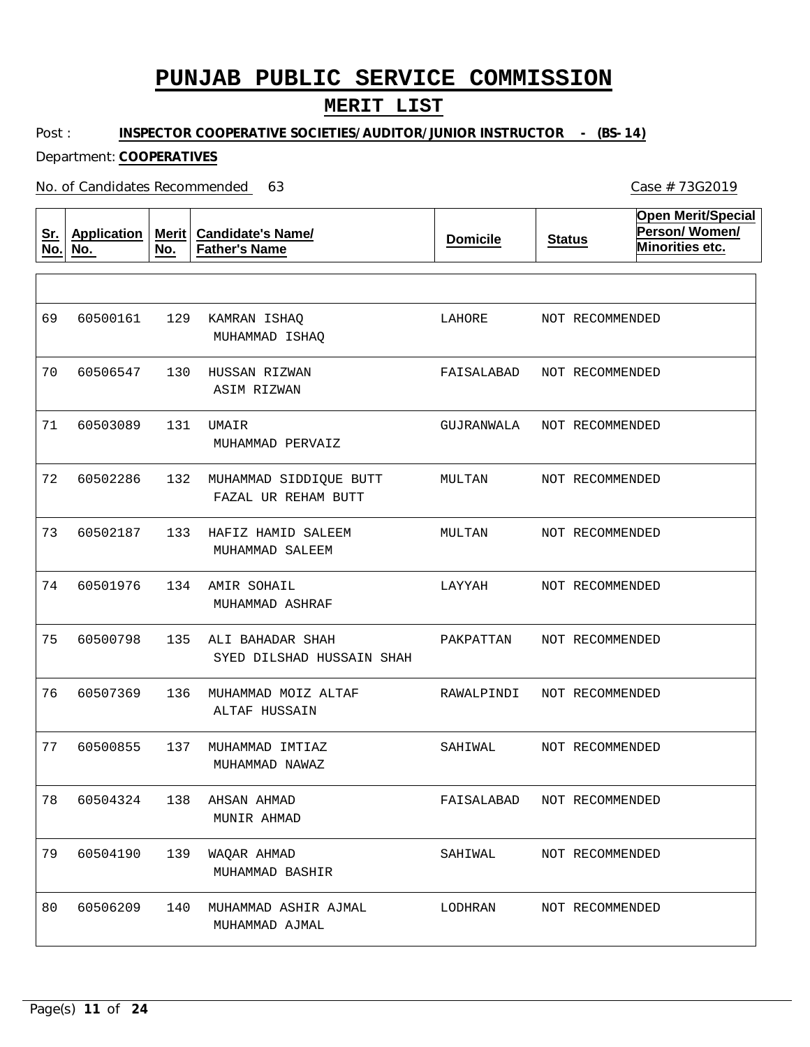# PUNJAB PUBLIC SERVICE COMMISSION

## MERIT LIST

Post : **INSPECTOR COOPERATIVE SOCIETIES/AUDITOR/JUNIOR INSTRUCTOR - (BS-14)**

Department: **COOPERATIVES**

No. of Candidates Recommended 63

Case # 73G2019

| Sr. No. | Application No. | Merit No. | Candidate's Name/ Father's Name | Domicile | Status | Open Merit/Special Person/ Women/ Minorities etc. |
|---|---|---|---|---|---|---|
| 69 | 60500161 | 129 | KAMRAN ISHAQ<br>MUHAMMAD ISHAQ | LAHORE | NOT RECOMMENDED | |
| 70 | 60506547 | 130 | HUSSAN RIZWAN<br>ASIM RIZWAN | FAISALABAD | NOT RECOMMENDED | |
| 71 | 60503089 | 131 | UMAIR<br>MUHAMMAD PERVAIZ | GUJRANWALA | NOT RECOMMENDED | |
| 72 | 60502286 | 132 | MUHAMMAD SIDDIQUE BUTT<br>FAZAL UR REHAM BUTT | MULTAN | NOT RECOMMENDED | |
| 73 | 60502187 | 133 | HAFIZ HAMID SALEEM<br>MUHAMMAD SALEEM | MULTAN | NOT RECOMMENDED | |
| 74 | 60501976 | 134 | AMIR SOHAIL<br>MUHAMMAD ASHRAF | LAYYAH | NOT RECOMMENDED | |
| 75 | 60500798 | 135 | ALI BAHADAR SHAH<br>SYED DILSHAD HUSSAIN SHAH | PAKPATTAN | NOT RECOMMENDED | |
| 76 | 60507369 | 136 | MUHAMMAD MOIZ ALTAF<br>ALTAF HUSSAIN | RAWALPINDI | NOT RECOMMENDED | |
| 77 | 60500855 | 137 | MUHAMMAD IMTIAZ<br>MUHAMMAD NAWAZ | SAHIWAL | NOT RECOMMENDED | |
| 78 | 60504324 | 138 | AHSAN AHMAD<br>MUNIR AHMAD | FAISALABAD | NOT RECOMMENDED | |
| 79 | 60504190 | 139 | WAQAR AHMAD<br>MUHAMMAD BASHIR | SAHIWAL | NOT RECOMMENDED | |
| 80 | 60506209 | 140 | MUHAMMAD ASHIR AJMAL<br>MUHAMMAD AJMAL | LODHRAN | NOT RECOMMENDED | |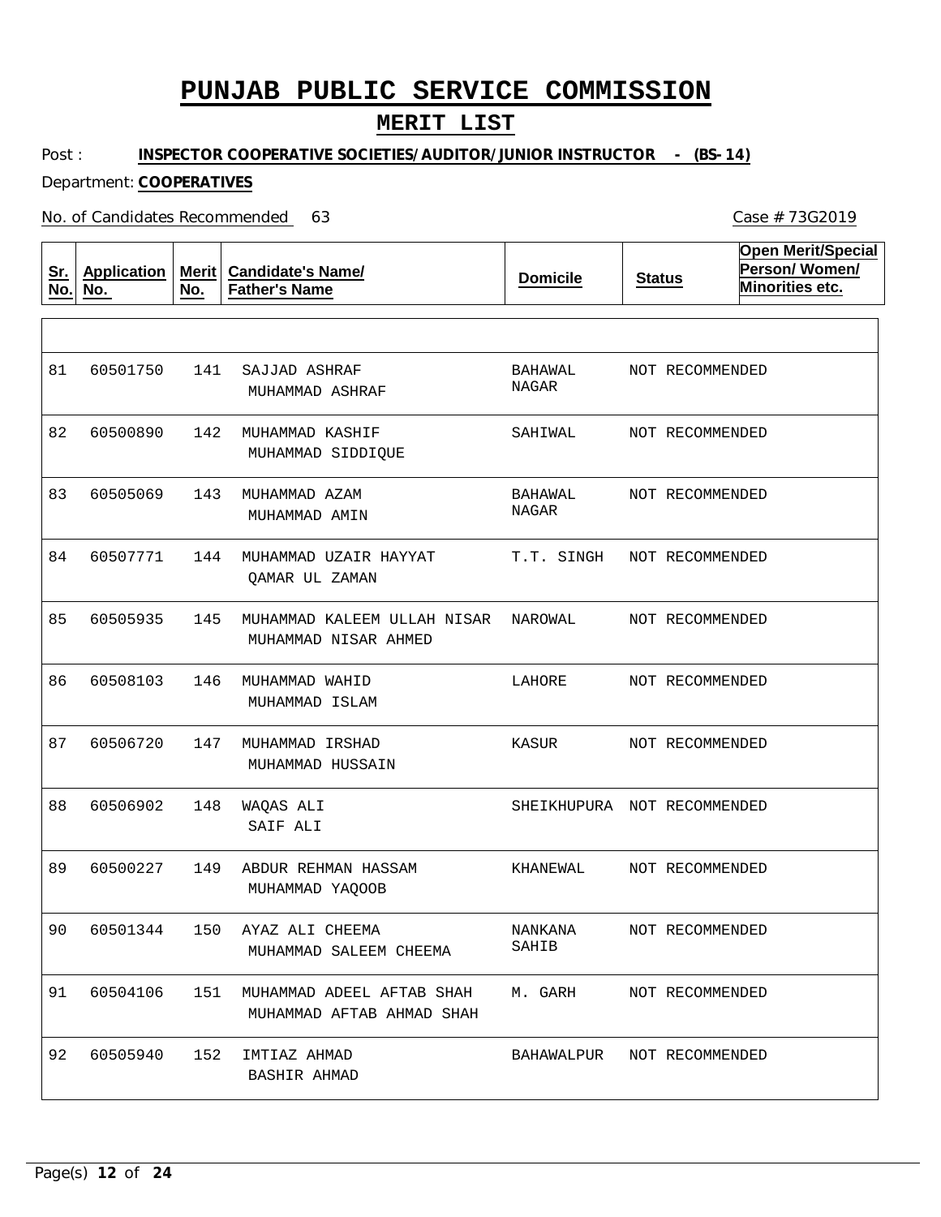# PUNJAB PUBLIC SERVICE COMMISSION

## MERIT LIST

Post : **INSPECTOR COOPERATIVE SOCIETIES/AUDITOR/JUNIOR INSTRUCTOR - (BS-14)**

Department: **COOPERATIVES**

No. of Candidates Recommended 63

Case # 73G2019

| Sr. No. | Application No. | Merit No. | Candidate's Name/ Father's Name | Domicile | Status | Open Merit/Special Person/ Women/ Minorities etc. |
|---|---|---|---|---|---|---|
| 81 | 60501750 | 141 | SAJJAD ASHRAF<br>MUHAMMAD ASHRAF | BAHAWAL NAGAR | NOT RECOMMENDED | |
| 82 | 60500890 | 142 | MUHAMMAD KASHIF<br>MUHAMMAD SIDDIQUE | SAHIWAL | NOT RECOMMENDED | |
| 83 | 60505069 | 143 | MUHAMMAD AZAM<br>MUHAMMAD AMIN | BAHAWAL NAGAR | NOT RECOMMENDED | |
| 84 | 60507771 | 144 | MUHAMMAD UZAIR HAYYAT<br>QAMAR UL ZAMAN | T.T. SINGH | NOT RECOMMENDED | |
| 85 | 60505935 | 145 | MUHAMMAD KALEEM ULLAH NISAR<br>MUHAMMAD NISAR AHMED | NAROWAL | NOT RECOMMENDED | |
| 86 | 60508103 | 146 | MUHAMMAD WAHID<br>MUHAMMAD ISLAM | LAHORE | NOT RECOMMENDED | |
| 87 | 60506720 | 147 | MUHAMMAD IRSHAD<br>MUHAMMAD HUSSAIN | KASUR | NOT RECOMMENDED | |
| 88 | 60506902 | 148 | WAQAS ALI<br>SAIF ALI | SHEIKHUPURA | NOT RECOMMENDED | |
| 89 | 60500227 | 149 | ABDUR REHMAN HASSAM<br>MUHAMMAD YAQOOB | KHANEWAL | NOT RECOMMENDED | |
| 90 | 60501344 | 150 | AYAZ ALI CHEEMA<br>MUHAMMAD SALEEM CHEEMA | NANKANA SAHIB | NOT RECOMMENDED | |
| 91 | 60504106 | 151 | MUHAMMAD ADEEL AFTAB SHAH<br>MUHAMMAD AFTAB AHMAD SHAH | M. GARH | NOT RECOMMENDED | |
| 92 | 60505940 | 152 | IMTIAZ AHMAD<br>BASHIR AHMAD | BAHAWALPUR | NOT RECOMMENDED | |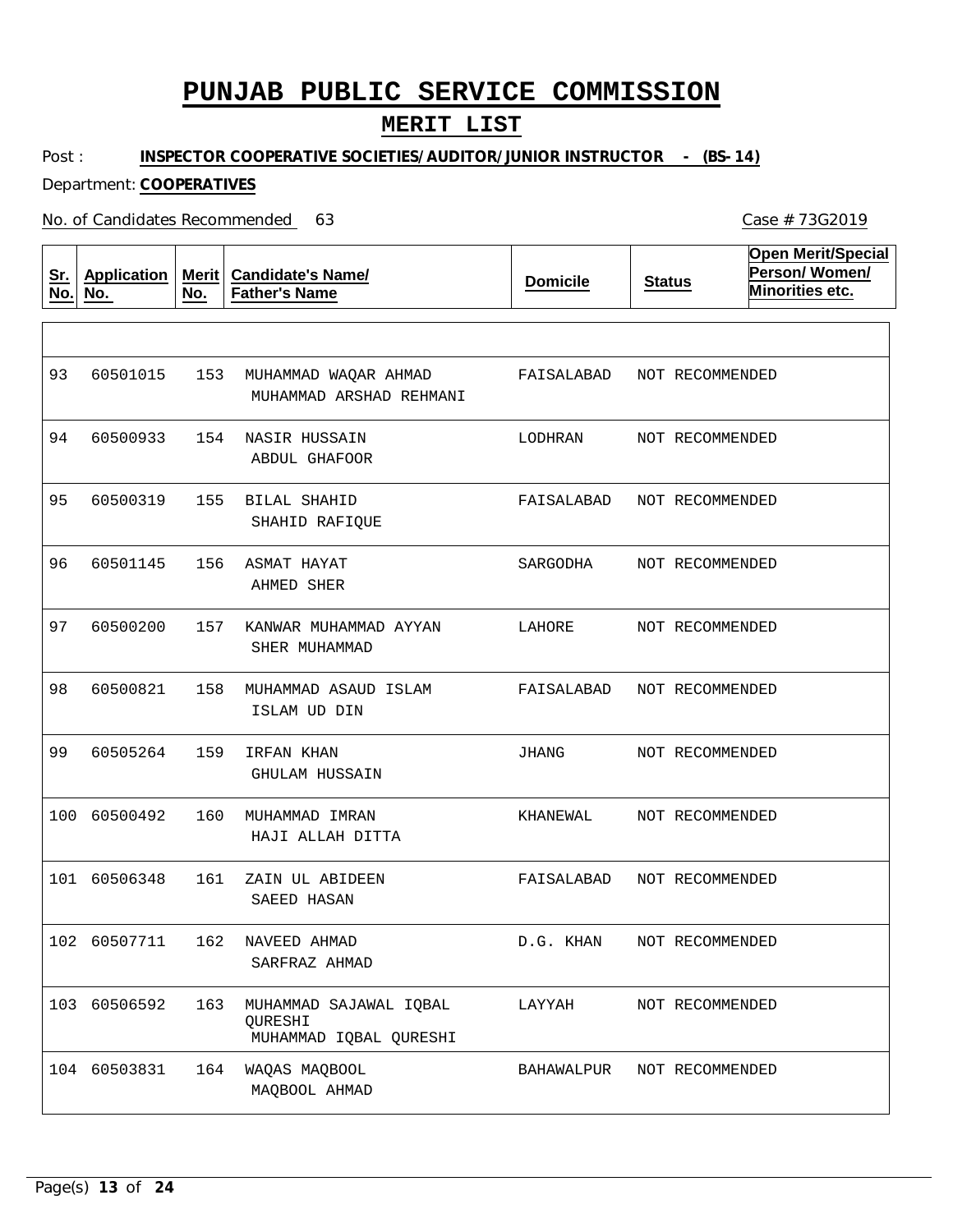# PUNJAB PUBLIC SERVICE COMMISSION

## MERIT LIST

Post : **INSPECTOR COOPERATIVE SOCIETIES/AUDITOR/JUNIOR INSTRUCTOR - (BS-14)**

Department: **COOPERATIVES**

No. of Candidates Recommended 63

Case # 73G2019

| Sr. No. | Application No. | Merit No. | Candidate's Name/ Father's Name | Domicile | Status | Open Merit/Special Person/ Women/ Minorities etc. |
|---|---|---|---|---|---|---|
| 93 | 60501015 | 153 | MUHAMMAD WAQAR AHMAD<br>MUHAMMAD ARSHAD REHMANI | FAISALABAD | NOT RECOMMENDED | |
| 94 | 60500933 | 154 | NASIR HUSSAIN<br>ABDUL GHAFOOR | LODHRAN | NOT RECOMMENDED | |
| 95 | 60500319 | 155 | BILAL SHAHID<br>SHAHID RAFIQUE | FAISALABAD | NOT RECOMMENDED | |
| 96 | 60501145 | 156 | ASMAT HAYAT<br>AHMED SHER | SARGODHA | NOT RECOMMENDED | |
| 97 | 60500200 | 157 | KANWAR MUHAMMAD AYYAN<br>SHER MUHAMMAD | LAHORE | NOT RECOMMENDED | |
| 98 | 60500821 | 158 | MUHAMMAD ASAUD ISLAM<br>ISLAM UD DIN | FAISALABAD | NOT RECOMMENDED | |
| 99 | 60505264 | 159 | IRFAN KHAN<br>GHULAM HUSSAIN | JHANG | NOT RECOMMENDED | |
| 100 | 60500492 | 160 | MUHAMMAD IMRAN<br>HAJI ALLAH DITTA | KHANEWAL | NOT RECOMMENDED | |
| 101 | 60506348 | 161 | ZAIN UL ABIDEEN<br>SAEED HASAN | FAISALABAD | NOT RECOMMENDED | |
| 102 | 60507711 | 162 | NAVEED AHMAD<br>SARFRAZ AHMAD | D.G. KHAN | NOT RECOMMENDED | |
| 103 | 60506592 | 163 | MUHAMMAD SAJAWAL IQBAL QURESHI<br>MUHAMMAD IQBAL QURESHI | LAYYAH | NOT RECOMMENDED | |
| 104 | 60503831 | 164 | WAQAS MAQBOOL<br>MAQBOOL AHMAD | BAHAWALPUR | NOT RECOMMENDED | |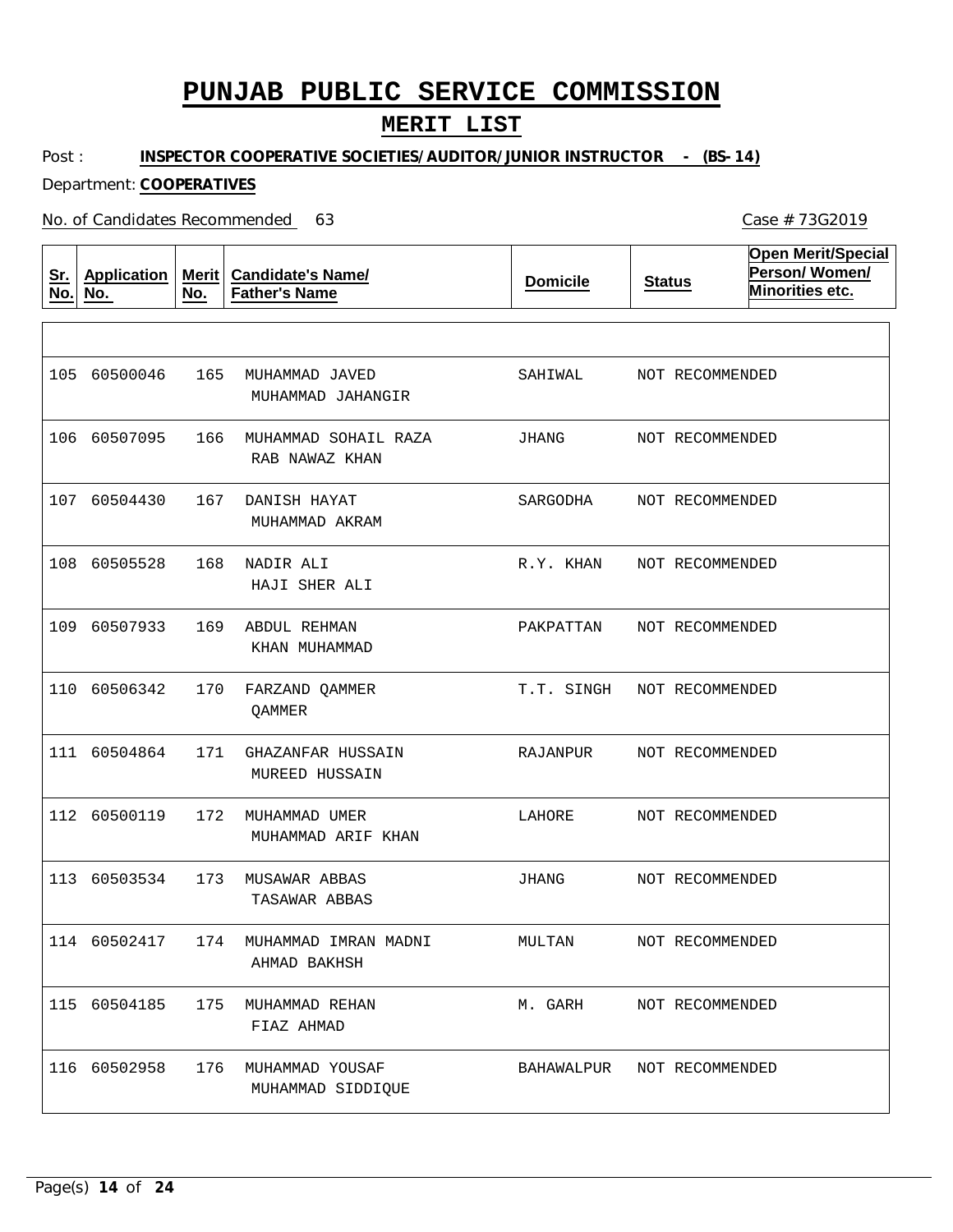# PUNJAB PUBLIC SERVICE COMMISSION

## MERIT LIST

Post : **INSPECTOR COOPERATIVE SOCIETIES/AUDITOR/JUNIOR INSTRUCTOR - (BS-14)**

Department: **COOPERATIVES**

No. of Candidates Recommended 63

Case # 73G2019

| Sr. No. | Application No. | Merit No. | Candidate's Name/ Father's Name | Domicile | Status | Open Merit/Special Person/ Women/ Minorities etc. |
|---|---|---|---|---|---|---|
| 105 | 60500046 | 165 | MUHAMMAD JAVED<br>MUHAMMAD JAHANGIR | SAHIWAL | NOT RECOMMENDED | |
| 106 | 60507095 | 166 | MUHAMMAD SOHAIL RAZA<br>RAB NAWAZ KHAN | JHANG | NOT RECOMMENDED | |
| 107 | 60504430 | 167 | DANISH HAYAT<br>MUHAMMAD AKRAM | SARGODHA | NOT RECOMMENDED | |
| 108 | 60505528 | 168 | NADIR ALI<br>HAJI SHER ALI | R.Y. KHAN | NOT RECOMMENDED | |
| 109 | 60507933 | 169 | ABDUL REHMAN<br>KHAN MUHAMMAD | PAKPATTAN | NOT RECOMMENDED | |
| 110 | 60506342 | 170 | FARZAND QAMMER<br>QAMMER | T.T. SINGH | NOT RECOMMENDED | |
| 111 | 60504864 | 171 | GHAZANFAR HUSSAIN<br>MUREED HUSSAIN | RAJANPUR | NOT RECOMMENDED | |
| 112 | 60500119 | 172 | MUHAMMAD UMER<br>MUHAMMAD ARIF KHAN | LAHORE | NOT RECOMMENDED | |
| 113 | 60503534 | 173 | MUSAWAR ABBAS<br>TASAWAR ABBAS | JHANG | NOT RECOMMENDED | |
| 114 | 60502417 | 174 | MUHAMMAD IMRAN MADNI<br>AHMAD BAKHSH | MULTAN | NOT RECOMMENDED | |
| 115 | 60504185 | 175 | MUHAMMAD REHAN<br>FIAZ AHMAD | M. GARH | NOT RECOMMENDED | |
| 116 | 60502958 | 176 | MUHAMMAD YOUSAF<br>MUHAMMAD SIDDIQUE | BAHAWALPUR | NOT RECOMMENDED | |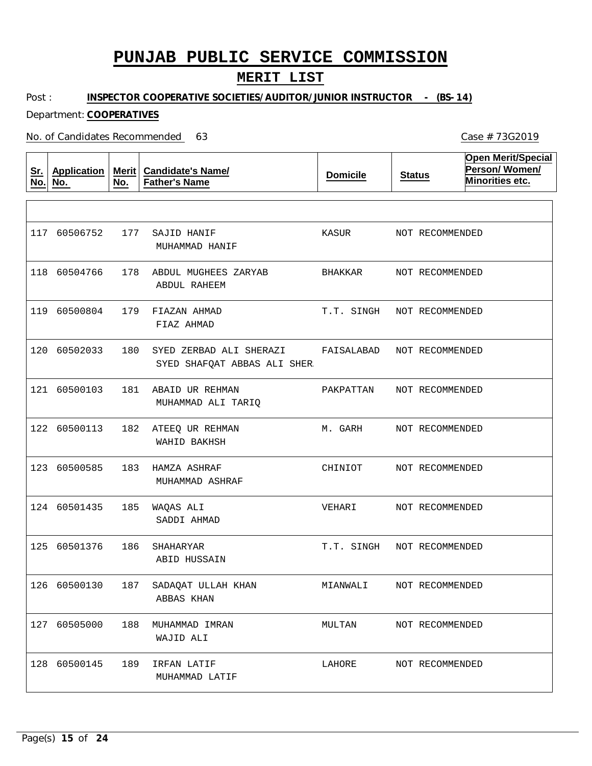# PUNJAB PUBLIC SERVICE COMMISSION

## MERIT LIST

Post : **INSPECTOR COOPERATIVE SOCIETIES/AUDITOR/JUNIOR INSTRUCTOR - (BS-14)**

Department: **COOPERATIVES**

No. of Candidates Recommended 63

Case # 73G2019

| Sr. No. | Application No. | Merit No. | Candidate's Name/ Father's Name | Domicile | Status | Open Merit/Special Person/ Women/ Minorities etc. |
|---|---|---|---|---|---|---|
| 117 | 60506752 | 177 | SAJID HANIF<br>MUHAMMAD HANIF | KASUR | NOT RECOMMENDED | |
| 118 | 60504766 | 178 | ABDUL MUGHEES ZARYAB<br>ABDUL RAHEEM | BHAKKAR | NOT RECOMMENDED | |
| 119 | 60500804 | 179 | FIAZAN AHMAD<br>FIAZ AHMAD | T.T. SINGH | NOT RECOMMENDED | |
| 120 | 60502033 | 180 | SYED ZERBAD ALI SHERAZI<br>SYED SHAFQAT ABBAS ALI SHER | FAISALABAD | NOT RECOMMENDED | |
| 121 | 60500103 | 181 | ABAID UR REHMAN<br>MUHAMMAD ALI TARIQ | PAKPATTAN | NOT RECOMMENDED | |
| 122 | 60500113 | 182 | ATEEQ UR REHMAN<br>WAHID BAKHSH | M. GARH | NOT RECOMMENDED | |
| 123 | 60500585 | 183 | HAMZA ASHRAF<br>MUHAMMAD ASHRAF | CHINIOT | NOT RECOMMENDED | |
| 124 | 60501435 | 185 | WAQAS ALI<br>SADDI AHMAD | VEHARI | NOT RECOMMENDED | |
| 125 | 60501376 | 186 | SHAHARYAR<br>ABID HUSSAIN | T.T. SINGH | NOT RECOMMENDED | |
| 126 | 60500130 | 187 | SADAQAT ULLAH KHAN<br>ABBAS KHAN | MIANWALI | NOT RECOMMENDED | |
| 127 | 60505000 | 188 | MUHAMMAD IMRAN<br>WAJID ALI | MULTAN | NOT RECOMMENDED | |
| 128 | 60500145 | 189 | IRFAN LATIF<br>MUHAMMAD LATIF | LAHORE | NOT RECOMMENDED | |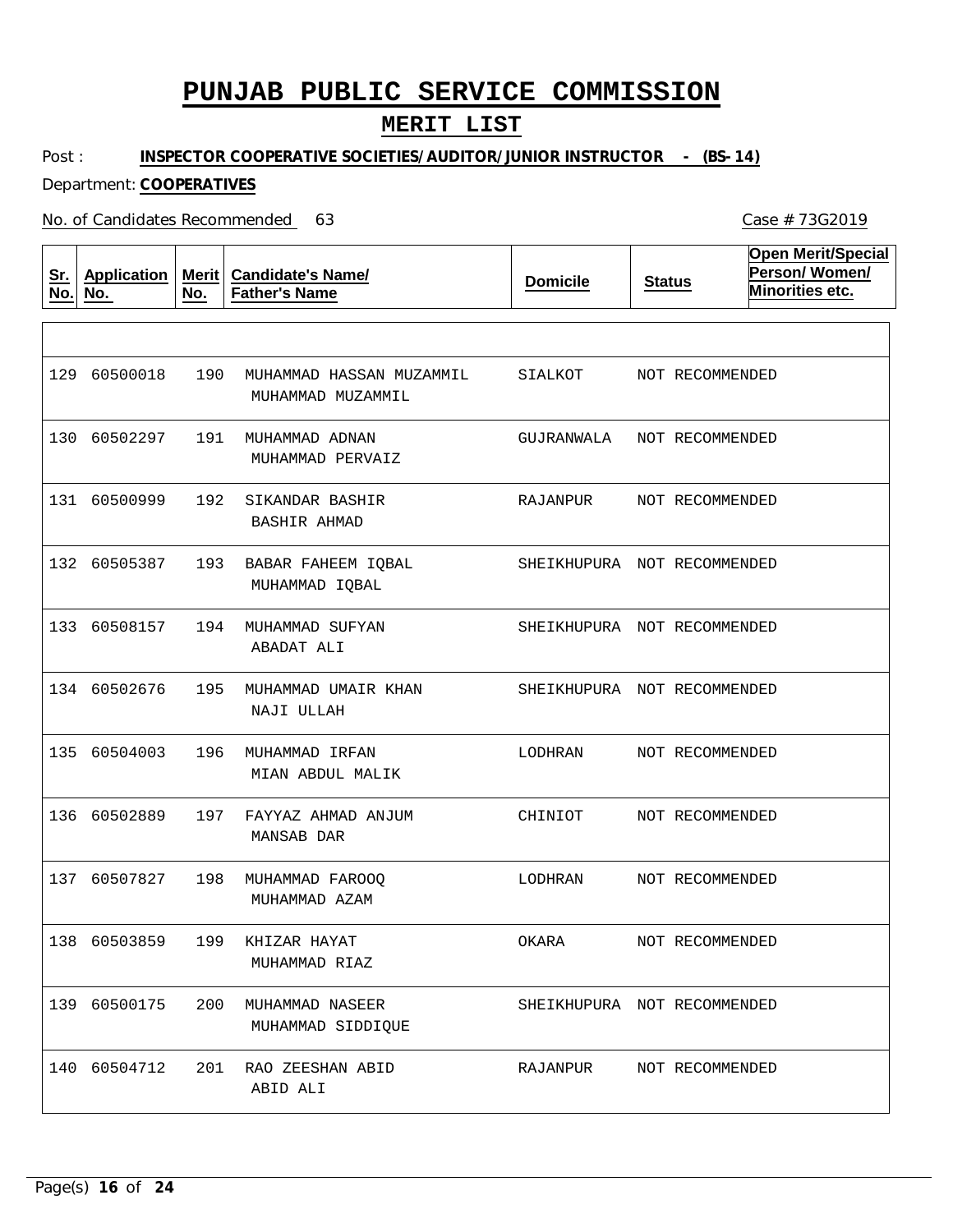# PUNJAB PUBLIC SERVICE COMMISSION

## MERIT LIST

Post : **INSPECTOR COOPERATIVE SOCIETIES/AUDITOR/JUNIOR INSTRUCTOR - (BS-14)**

Department: **COOPERATIVES**

No. of Candidates Recommended 63

Case # 73G2019

| Sr. No. | Application No. | Merit No. | Candidate's Name/ Father's Name | Domicile | Status | Open Merit/Special Person/ Women/ Minorities etc. |
|---|---|---|---|---|---|---|
| 129 | 60500018 | 190 | MUHAMMAD HASSAN MUZAMMIL<br>MUHAMMAD MUZAMMIL | SIALKOT | NOT RECOMMENDED | |
| 130 | 60502297 | 191 | MUHAMMAD ADNAN<br>MUHAMMAD PERVAIZ | GUJRANWALA | NOT RECOMMENDED | |
| 131 | 60500999 | 192 | SIKANDAR BASHIR<br>BASHIR AHMAD | RAJANPUR | NOT RECOMMENDED | |
| 132 | 60505387 | 193 | BABAR FAHEEM IQBAL<br>MUHAMMAD IQBAL | SHEIKHUPURA | NOT RECOMMENDED | |
| 133 | 60508157 | 194 | MUHAMMAD SUFYAN<br>ABADAT ALI | SHEIKHUPURA | NOT RECOMMENDED | |
| 134 | 60502676 | 195 | MUHAMMAD UMAIR KHAN<br>NAJI ULLAH | SHEIKHUPURA | NOT RECOMMENDED | |
| 135 | 60504003 | 196 | MUHAMMAD IRFAN<br>MIAN ABDUL MALIK | LODHRAN | NOT RECOMMENDED | |
| 136 | 60502889 | 197 | FAYYAZ AHMAD ANJUM<br>MANSAB DAR | CHINIOT | NOT RECOMMENDED | |
| 137 | 60507827 | 198 | MUHAMMAD FAROOQ<br>MUHAMMAD AZAM | LODHRAN | NOT RECOMMENDED | |
| 138 | 60503859 | 199 | KHIZAR HAYAT<br>MUHAMMAD RIAZ | OKARA | NOT RECOMMENDED | |
| 139 | 60500175 | 200 | MUHAMMAD NASEER<br>MUHAMMAD SIDDIQUE | SHEIKHUPURA | NOT RECOMMENDED | |
| 140 | 60504712 | 201 | RAO ZEESHAN ABID<br>ABID ALI | RAJANPUR | NOT RECOMMENDED | |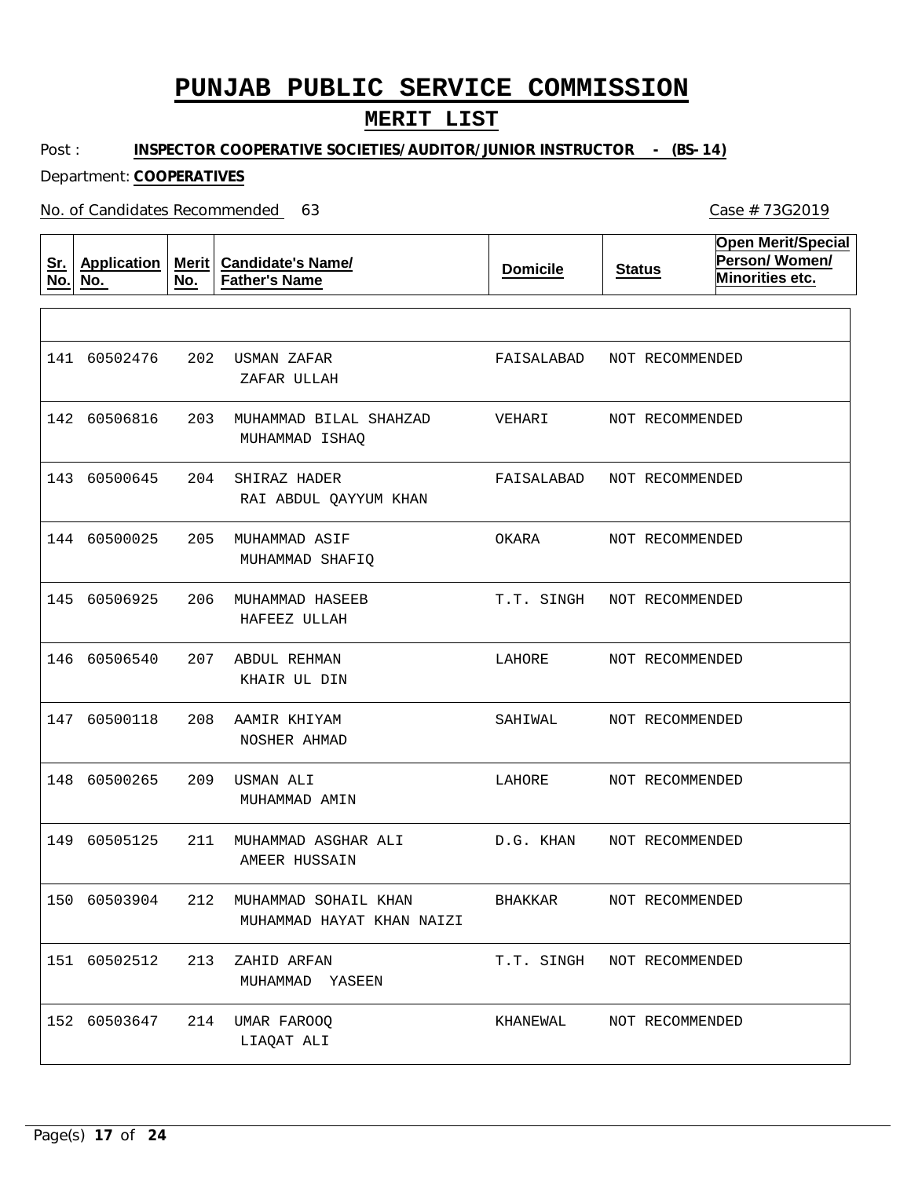# PUNJAB PUBLIC SERVICE COMMISSION

## MERIT LIST

Post : **INSPECTOR COOPERATIVE SOCIETIES/AUDITOR/JUNIOR INSTRUCTOR - (BS-14)**

Department: **COOPERATIVES**

No. of Candidates Recommended 63

Case # 73G2019

| Sr. No. | Application No. | Merit No. | Candidate's Name/ Father's Name | Domicile | Status | Open Merit/Special Person/ Women/ Minorities etc. |
|---|---|---|---|---|---|---|
| 141 | 60502476 | 202 | USMAN ZAFAR<br>ZAFAR ULLAH | FAISALABAD | NOT RECOMMENDED | |
| 142 | 60506816 | 203 | MUHAMMAD BILAL SHAHZAD<br>MUHAMMAD ISHAQ | VEHARI | NOT RECOMMENDED | |
| 143 | 60500645 | 204 | SHIRAZ HADER<br>RAI ABDUL QAYYUM KHAN | FAISALABAD | NOT RECOMMENDED | |
| 144 | 60500025 | 205 | MUHAMMAD ASIF<br>MUHAMMAD SHAFIQ | OKARA | NOT RECOMMENDED | |
| 145 | 60506925 | 206 | MUHAMMAD HASEEB<br>HAFEEZ ULLAH | T.T. SINGH | NOT RECOMMENDED | |
| 146 | 60506540 | 207 | ABDUL REHMAN<br>KHAIR UL DIN | LAHORE | NOT RECOMMENDED | |
| 147 | 60500118 | 208 | AAMIR KHIYAM<br>NOSHER AHMAD | SAHIWAL | NOT RECOMMENDED | |
| 148 | 60500265 | 209 | USMAN ALI<br>MUHAMMAD AMIN | LAHORE | NOT RECOMMENDED | |
| 149 | 60505125 | 211 | MUHAMMAD ASGHAR ALI<br>AMEER HUSSAIN | D.G. KHAN | NOT RECOMMENDED | |
| 150 | 60503904 | 212 | MUHAMMAD SOHAIL KHAN<br>MUHAMMAD HAYAT KHAN NAIZI | BHAKKAR | NOT RECOMMENDED | |
| 151 | 60502512 | 213 | ZAHID ARFAN<br>MUHAMMAD YASEEN | T.T. SINGH | NOT RECOMMENDED | |
| 152 | 60503647 | 214 | UMAR FAROOQ<br>LIAQAT ALI | KHANEWAL | NOT RECOMMENDED | |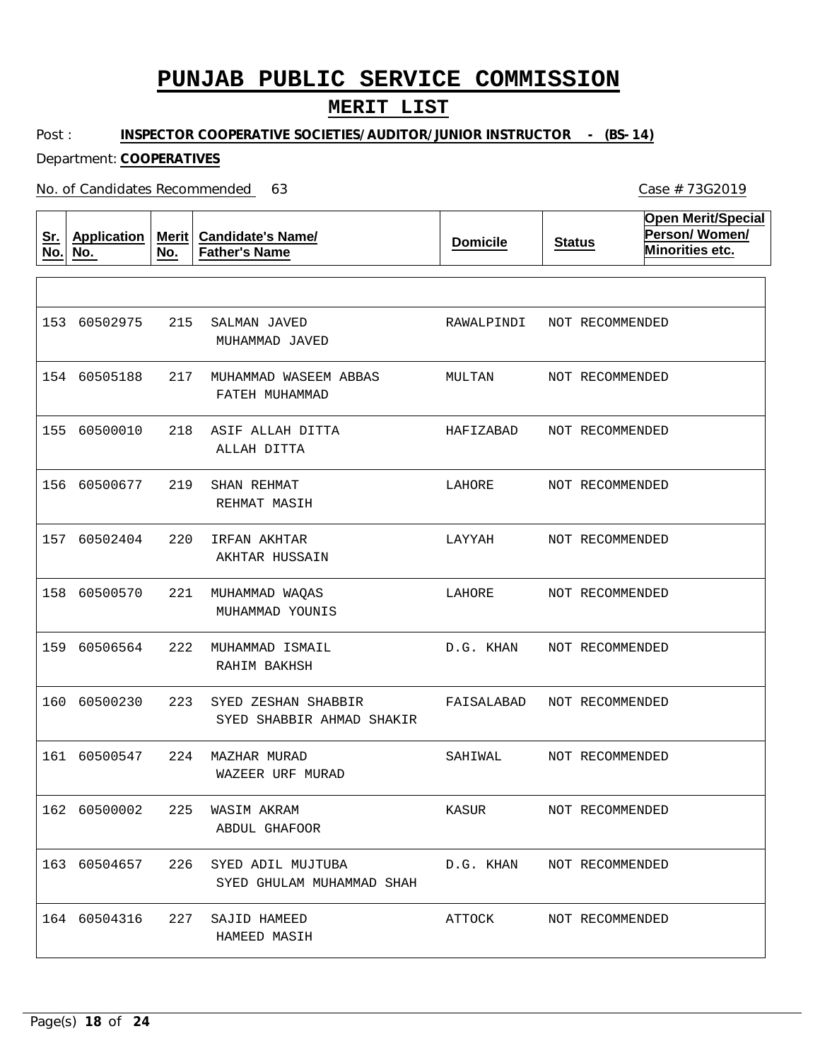# PUNJAB PUBLIC SERVICE COMMISSION

## MERIT LIST

Post : **INSPECTOR COOPERATIVE SOCIETIES/AUDITOR/JUNIOR INSTRUCTOR - (BS-14)**

Department: **COOPERATIVES**

No. of Candidates Recommended 63

Case # 73G2019

| Sr. No. | Application No. | Merit No. | Candidate's Name/ Father's Name | Domicile | Status | Open Merit/Special Person/ Women/ Minorities etc. |
|---|---|---|---|---|---|---|
| 153 | 60502975 | 215 | SALMAN JAVED<br>MUHAMMAD JAVED | RAWALPINDI | NOT RECOMMENDED | |
| 154 | 60505188 | 217 | MUHAMMAD WASEEM ABBAS<br>FATEH MUHAMMAD | MULTAN | NOT RECOMMENDED | |
| 155 | 60500010 | 218 | ASIF ALLAH DITTA<br>ALLAH DITTA | HAFIZABAD | NOT RECOMMENDED | |
| 156 | 60500677 | 219 | SHAN REHMAT<br>REHMAT MASIH | LAHORE | NOT RECOMMENDED | |
| 157 | 60502404 | 220 | IRFAN AKHTAR<br>AKHTAR HUSSAIN | LAYYAH | NOT RECOMMENDED | |
| 158 | 60500570 | 221 | MUHAMMAD WAQAS<br>MUHAMMAD YOUNIS | LAHORE | NOT RECOMMENDED | |
| 159 | 60506564 | 222 | MUHAMMAD ISMAIL<br>RAHIM BAKHSH | D.G. KHAN | NOT RECOMMENDED | |
| 160 | 60500230 | 223 | SYED ZESHAN SHABBIR<br>SYED SHABBIR AHMAD SHAKIR | FAISALABAD | NOT RECOMMENDED | |
| 161 | 60500547 | 224 | MAZHAR MURAD<br>WAZEER URF MURAD | SAHIWAL | NOT RECOMMENDED | |
| 162 | 60500002 | 225 | WASIM AKRAM<br>ABDUL GHAFOOR | KASUR | NOT RECOMMENDED | |
| 163 | 60504657 | 226 | SYED ADIL MUJTUBA<br>SYED GHULAM MUHAMMAD SHAH | D.G. KHAN | NOT RECOMMENDED | |
| 164 | 60504316 | 227 | SAJID HAMEED<br>HAMEED MASIH | ATTOCK | NOT RECOMMENDED | |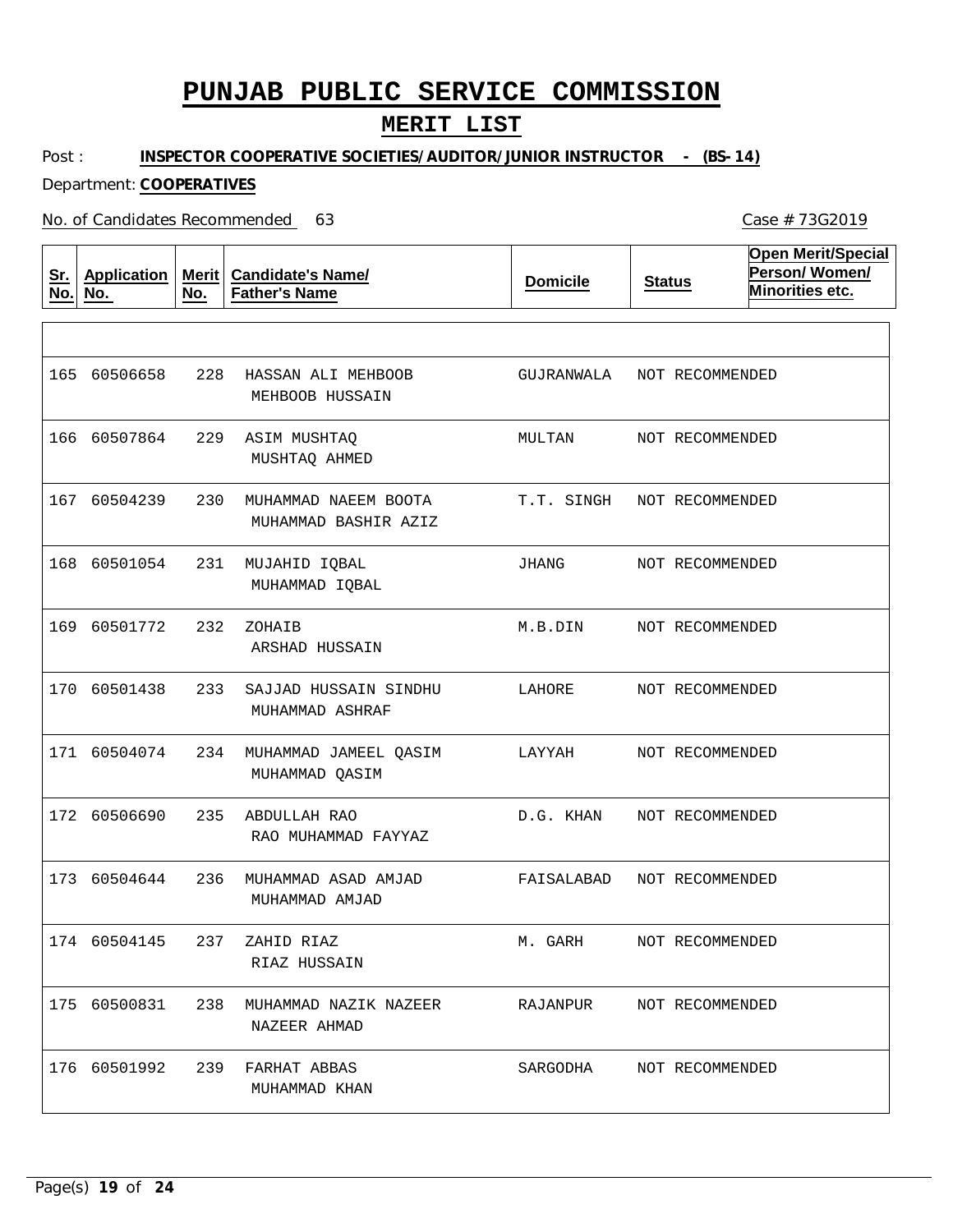# PUNJAB PUBLIC SERVICE COMMISSION

## MERIT LIST

Post : **INSPECTOR COOPERATIVE SOCIETIES/AUDITOR/JUNIOR INSTRUCTOR - (BS-14)**

Department: **COOPERATIVES**

No. of Candidates Recommended 63

Case # 73G2019

| Sr. No. | Application No. | Merit No. | Candidate's Name/ Father's Name | Domicile | Status | Open Merit/Special Person/ Women/ Minorities etc. |
|---|---|---|---|---|---|---|
| 165 | 60506658 | 228 | HASSAN ALI MEHBOOB<br>MEHBOOB HUSSAIN | GUJRANWALA | NOT RECOMMENDED | |
| 166 | 60507864 | 229 | ASIM MUSHTAQ<br>MUSHTAQ AHMED | MULTAN | NOT RECOMMENDED | |
| 167 | 60504239 | 230 | MUHAMMAD NAEEM BOOTA<br>MUHAMMAD BASHIR AZIZ | T.T. SINGH | NOT RECOMMENDED | |
| 168 | 60501054 | 231 | MUJAHID IQBAL<br>MUHAMMAD IQBAL | JHANG | NOT RECOMMENDED | |
| 169 | 60501772 | 232 | ZOHAIB<br>ARSHAD HUSSAIN | M.B.DIN | NOT RECOMMENDED | |
| 170 | 60501438 | 233 | SAJJAD HUSSAIN SINDHU<br>MUHAMMAD ASHRAF | LAHORE | NOT RECOMMENDED | |
| 171 | 60504074 | 234 | MUHAMMAD JAMEEL QASIM<br>MUHAMMAD QASIM | LAYYAH | NOT RECOMMENDED | |
| 172 | 60506690 | 235 | ABDULLAH RAO<br>RAO MUHAMMAD FAYYAZ | D.G. KHAN | NOT RECOMMENDED | |
| 173 | 60504644 | 236 | MUHAMMAD ASAD AMJAD<br>MUHAMMAD AMJAD | FAISALABAD | NOT RECOMMENDED | |
| 174 | 60504145 | 237 | ZAHID RIAZ<br>RIAZ HUSSAIN | M. GARH | NOT RECOMMENDED | |
| 175 | 60500831 | 238 | MUHAMMAD NAZIK NAZEER<br>NAZEER AHMAD | RAJANPUR | NOT RECOMMENDED | |
| 176 | 60501992 | 239 | FARHAT ABBAS<br>MUHAMMAD KHAN | SARGODHA | NOT RECOMMENDED | |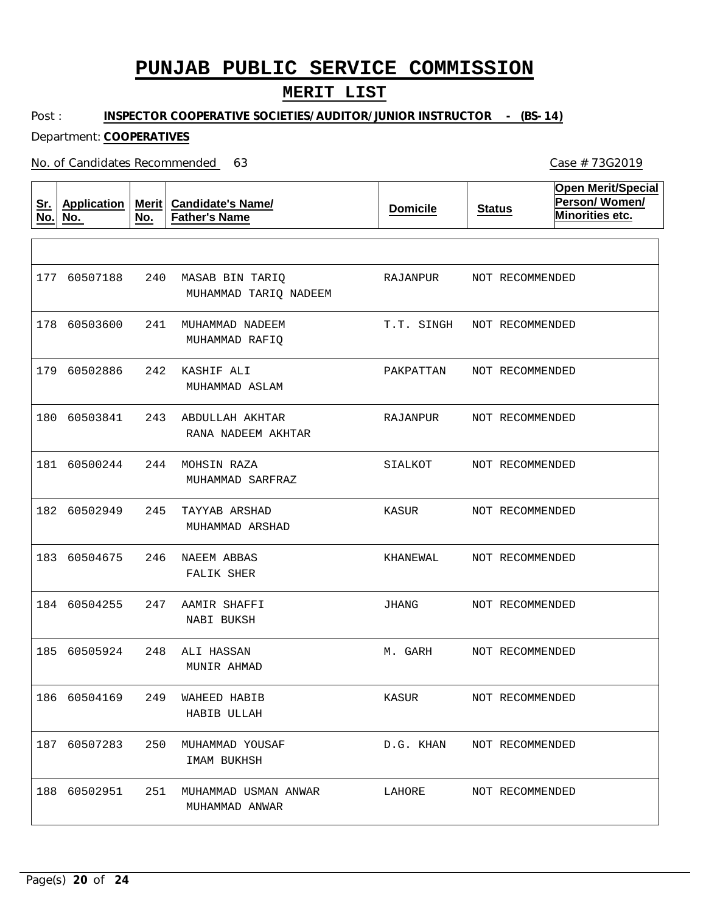# PUNJAB PUBLIC SERVICE COMMISSION

## MERIT LIST

Post : **INSPECTOR COOPERATIVE SOCIETIES/AUDITOR/JUNIOR INSTRUCTOR - (BS-14)**

Department: **COOPERATIVES**

No. of Candidates Recommended 63

Case # 73G2019

| Sr. No. | Application No. | Merit No. | Candidate's Name/ Father's Name | Domicile | Status | Open Merit/Special Person/ Women/ Minorities etc. |
|---|---|---|---|---|---|---|
| 177 | 60507188 | 240 | MASAB BIN TARIQ<br>MUHAMMAD TARIQ NADEEM | RAJANPUR | NOT RECOMMENDED | |
| 178 | 60503600 | 241 | MUHAMMAD NADEEM<br>MUHAMMAD RAFIQ | T.T. SINGH | NOT RECOMMENDED | |
| 179 | 60502886 | 242 | KASHIF ALI<br>MUHAMMAD ASLAM | PAKPATTAN | NOT RECOMMENDED | |
| 180 | 60503841 | 243 | ABDULLAH AKHTAR<br>RANA NADEEM AKHTAR | RAJANPUR | NOT RECOMMENDED | |
| 181 | 60500244 | 244 | MOHSIN RAZA<br>MUHAMMAD SARFRAZ | SIALKOT | NOT RECOMMENDED | |
| 182 | 60502949 | 245 | TAYYAB ARSHAD<br>MUHAMMAD ARSHAD | KASUR | NOT RECOMMENDED | |
| 183 | 60504675 | 246 | NAEEM ABBAS<br>FALIK SHER | KHANEWAL | NOT RECOMMENDED | |
| 184 | 60504255 | 247 | AAMIR SHAFFI<br>NABI BUKSH | JHANG | NOT RECOMMENDED | |
| 185 | 60505924 | 248 | ALI HASSAN<br>MUNIR AHMAD | M. GARH | NOT RECOMMENDED | |
| 186 | 60504169 | 249 | WAHEED HABIB<br>HABIB ULLAH | KASUR | NOT RECOMMENDED | |
| 187 | 60507283 | 250 | MUHAMMAD YOUSAF<br>IMAM BUKHSH | D.G. KHAN | NOT RECOMMENDED | |
| 188 | 60502951 | 251 | MUHAMMAD USMAN ANWAR<br>MUHAMMAD ANWAR | LAHORE | NOT RECOMMENDED | |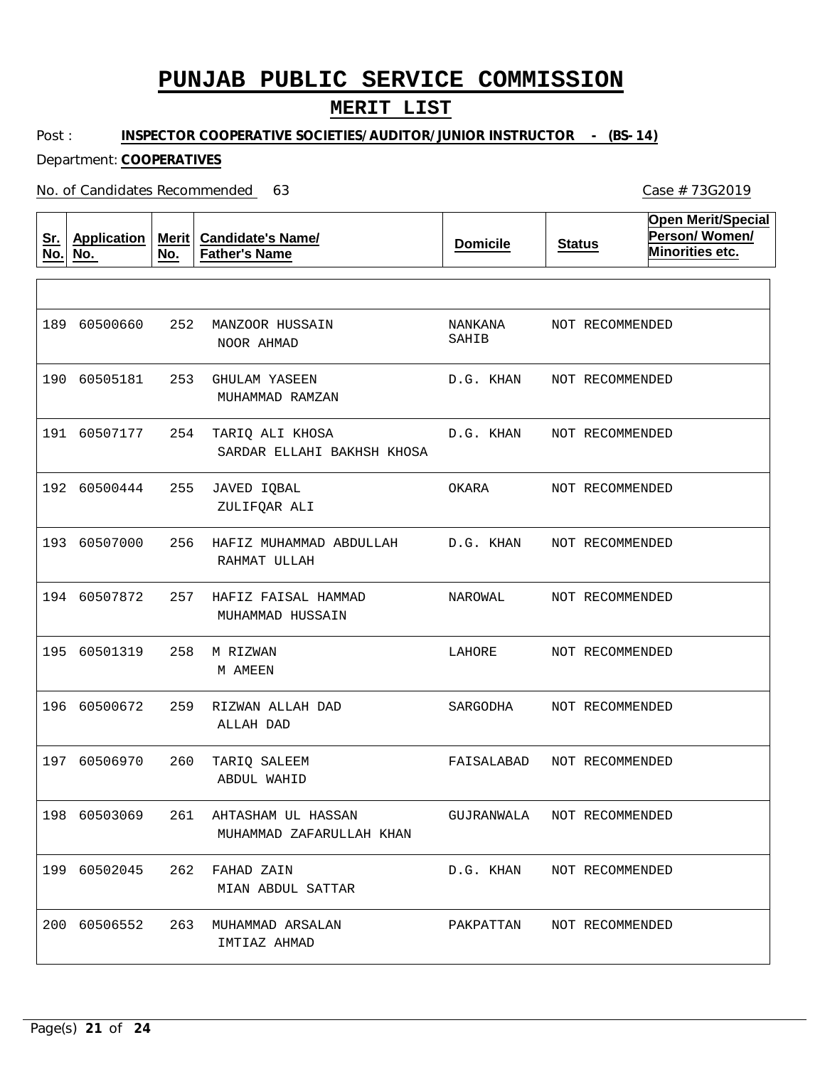# PUNJAB PUBLIC SERVICE COMMISSION

## MERIT LIST

Post : **INSPECTOR COOPERATIVE SOCIETIES/AUDITOR/JUNIOR INSTRUCTOR - (BS-14)**

Department: **COOPERATIVES**

No. of Candidates Recommended 63

Case # 73G2019

| Sr. No. | Application No. | Merit No. | Candidate's Name/ Father's Name | Domicile | Status | Open Merit/Special Person/ Women/ Minorities etc. |
|---|---|---|---|---|---|---|
| 189 | 60500660 | 252 | MANZOOR HUSSAIN<br>NOOR AHMAD | NANKANA SAHIB | NOT RECOMMENDED | |
| 190 | 60505181 | 253 | GHULAM YASEEN<br>MUHAMMAD RAMZAN | D.G. KHAN | NOT RECOMMENDED | |
| 191 | 60507177 | 254 | TARIQ ALI KHOSA<br>SARDAR ELLAHI BAKHSH KHOSA | D.G. KHAN | NOT RECOMMENDED | |
| 192 | 60500444 | 255 | JAVED IQBAL<br>ZULIFQAR ALI | OKARA | NOT RECOMMENDED | |
| 193 | 60507000 | 256 | HAFIZ MUHAMMAD ABDULLAH<br>RAHMAT ULLAH | D.G. KHAN | NOT RECOMMENDED | |
| 194 | 60507872 | 257 | HAFIZ FAISAL HAMMAD<br>MUHAMMAD HUSSAIN | NAROWAL | NOT RECOMMENDED | |
| 195 | 60501319 | 258 | M RIZWAN<br>M AMEEN | LAHORE | NOT RECOMMENDED | |
| 196 | 60500672 | 259 | RIZWAN ALLAH DAD<br>ALLAH DAD | SARGODHA | NOT RECOMMENDED | |
| 197 | 60506970 | 260 | TARIQ SALEEM<br>ABDUL WAHID | FAISALABAD | NOT RECOMMENDED | |
| 198 | 60503069 | 261 | AHTASHAM UL HASSAN<br>MUHAMMAD ZAFARULLAH KHAN | GUJRANWALA | NOT RECOMMENDED | |
| 199 | 60502045 | 262 | FAHAD ZAIN<br>MIAN ABDUL SATTAR | D.G. KHAN | NOT RECOMMENDED | |
| 200 | 60506552 | 263 | MUHAMMAD ARSALAN<br>IMTIAZ AHMAD | PAKPATTAN | NOT RECOMMENDED | |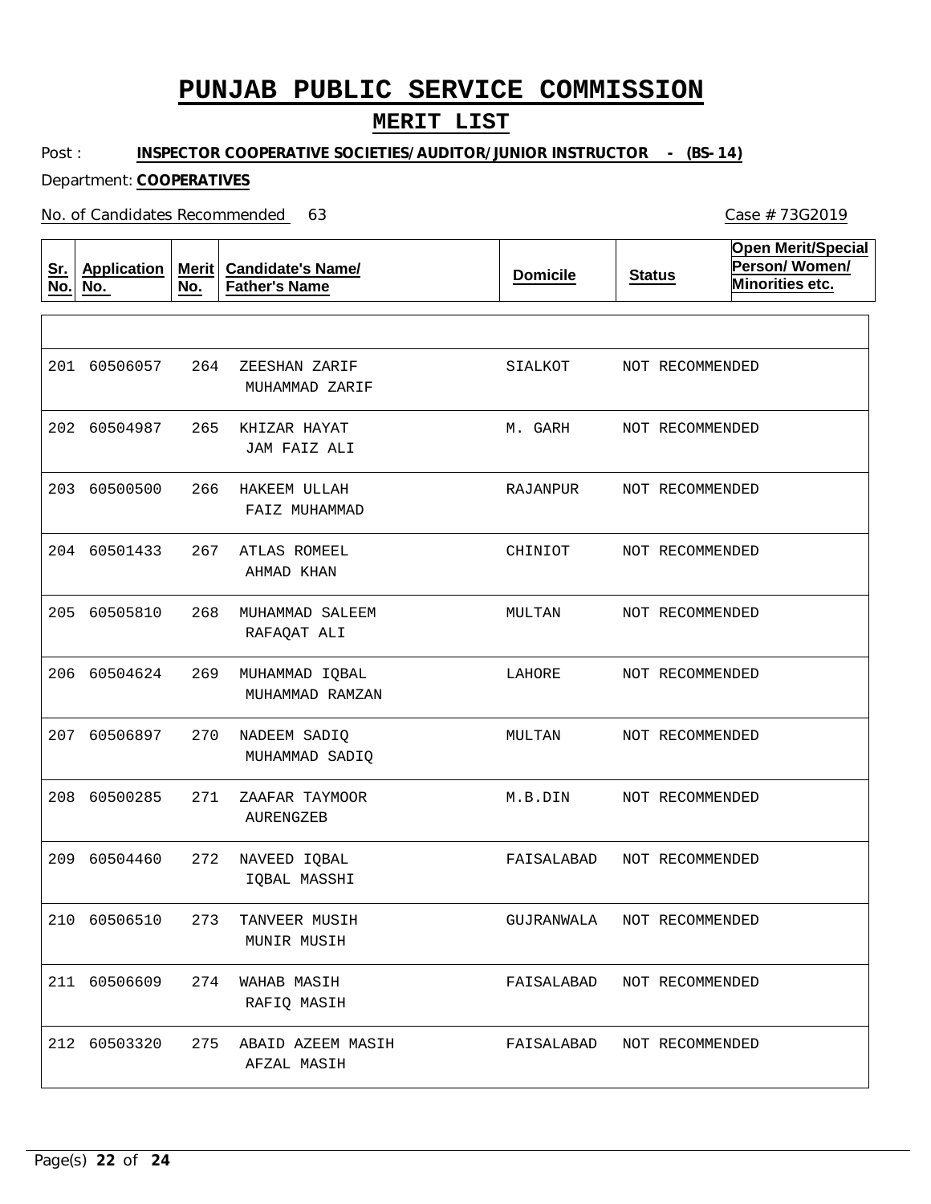# PUNJAB PUBLIC SERVICE COMMISSION

## MERIT LIST

Post : **INSPECTOR COOPERATIVE SOCIETIES/AUDITOR/JUNIOR INSTRUCTOR - (BS-14)**

Department: **COOPERATIVES**

No. of Candidates Recommended 63

Case # 73G2019

| Sr. No. | Application No. | Merit No. | Candidate's Name/ Father's Name | Domicile | Status | Open Merit/Special Person/ Women/ Minorities etc. |
|---|---|---|---|---|---|---|
| 201 | 60506057 | 264 | ZEESHAN ZARIF<br>MUHAMMAD ZARIF | SIALKOT | NOT RECOMMENDED | |
| 202 | 60504987 | 265 | KHIZAR HAYAT<br>JAM FAIZ ALI | M. GARH | NOT RECOMMENDED | |
| 203 | 60500500 | 266 | HAKEEM ULLAH<br>FAIZ MUHAMMAD | RAJANPUR | NOT RECOMMENDED | |
| 204 | 60501433 | 267 | ATLAS ROMEEL<br>AHMAD KHAN | CHINIOT | NOT RECOMMENDED | |
| 205 | 60505810 | 268 | MUHAMMAD SALEEM<br>RAFAQAT ALI | MULTAN | NOT RECOMMENDED | |
| 206 | 60504624 | 269 | MUHAMMAD IQBAL<br>MUHAMMAD RAMZAN | LAHORE | NOT RECOMMENDED | |
| 207 | 60506897 | 270 | NADEEM SADIQ<br>MUHAMMAD SADIQ | MULTAN | NOT RECOMMENDED | |
| 208 | 60500285 | 271 | ZAAFAR TAYMOOR<br>AURENGZEB | M.B.DIN | NOT RECOMMENDED | |
| 209 | 60504460 | 272 | NAVEED IQBAL<br>IQBAL MASSHI | FAISALABAD | NOT RECOMMENDED | |
| 210 | 60506510 | 273 | TANVEER MUSIH<br>MUNIR MUSIH | GUJRANWALA | NOT RECOMMENDED | |
| 211 | 60506609 | 274 | WAHAB MASIH<br>RAFIQ MASIH | FAISALABAD | NOT RECOMMENDED | |
| 212 | 60503320 | 275 | ABAID AZEEM MASIH<br>AFZAL MASIH | FAISALABAD | NOT RECOMMENDED | |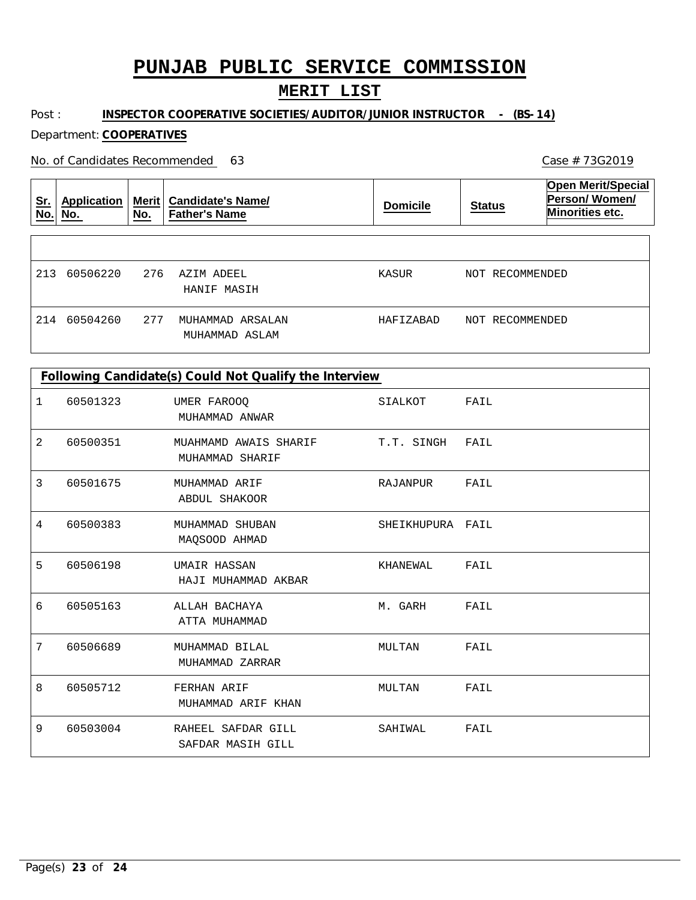# PUNJAB PUBLIC SERVICE COMMISSION

## MERIT LIST

Post : **INSPECTOR COOPERATIVE SOCIETIES/AUDITOR/JUNIOR INSTRUCTOR - (BS-14)**

Department: **COOPERATIVES**

No. of Candidates Recommended 63

Case # 73G2019

| Sr. No. | Application No. | Merit No. | Candidate's Name/ Father's Name | Domicile | Status | Open Merit/Special Person/ Women/ Minorities etc. |
|---|---|---|---|---|---|---|
| 213 | 60506220 | 276 | AZIM ADEEL<br>HANIF MASIH | KASUR | NOT RECOMMENDED | |
| 214 | 60504260 | 277 | MUHAMMAD ARSALAN<br>MUHAMMAD ASLAM | HAFIZABAD | NOT RECOMMENDED | |

**Following Candidate(s) Could Not Qualify the Interview**

| Sr. No. | Application No. | Candidate's Name/ Father's Name | Domicile | Status |
|---|---|---|---|---|
| 1 | 60501323 | UMER FAROOQ<br>MUHAMMAD ANWAR | SIALKOT | FAIL |
| 2 | 60500351 | MUAHMAMD AWAIS SHARIF<br>MUHAMMAD SHARIF | T.T. SINGH | FAIL |
| 3 | 60501675 | MUHAMMAD ARIF<br>ABDUL SHAKOOR | RAJANPUR | FAIL |
| 4 | 60500383 | MUHAMMAD SHUBAN<br>MAQSOOD AHMAD | SHEIKHUPURA | FAIL |
| 5 | 60506198 | UMAIR HASSAN<br>HAJI MUHAMMAD AKBAR | KHANEWAL | FAIL |
| 6 | 60505163 | ALLAH BACHAYA<br>ATTA MUHAMMAD | M. GARH | FAIL |
| 7 | 60506689 | MUHAMMAD BILAL<br>MUHAMMAD ZARRAR | MULTAN | FAIL |
| 8 | 60505712 | FERHAN ARIF<br>MUHAMMAD ARIF KHAN | MULTAN | FAIL |
| 9 | 60503004 | RAHEEL SAFDAR GILL<br>SAFDAR MASIH GILL | SAHIWAL | FAIL |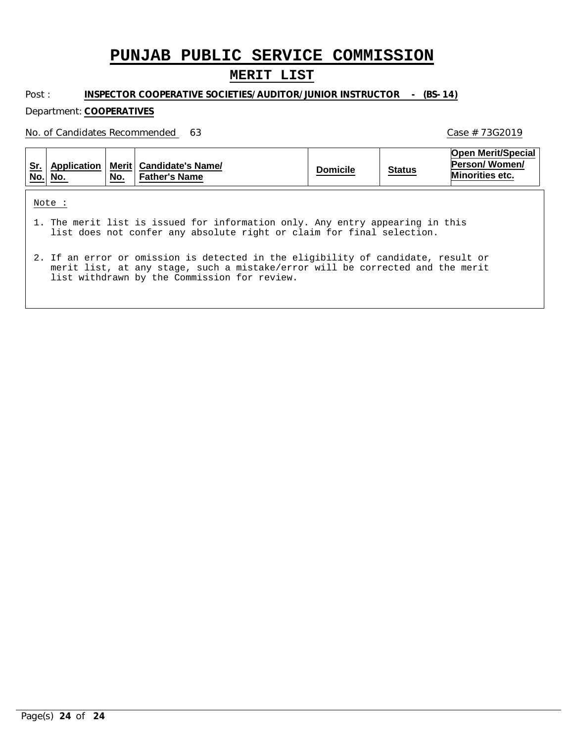# PUNJAB PUBLIC SERVICE COMMISSION

## MERIT LIST

Post : **INSPECTOR COOPERATIVE SOCIETIES/AUDITOR/JUNIOR INSTRUCTOR - (BS-14)**

Department: **COOPERATIVES**

No. of Candidates Recommended 63

Case # 73G2019

| Sr. No. | Application No. | Merit No. | Candidate's Name/ Father's Name | Domicile | Status | Open Merit/Special Person/ Women/ Minorities etc. |
|---|---|---|---|---|---|---|

Note :

1. The merit list is issued for information only. Any entry appearing in this list does not confer any absolute right or claim for final selection.

2. If an error or omission is detected in the eligibility of candidate, result or merit list, at any stage, such a mistake/error will be corrected and the merit list withdrawn by the Commission for review.